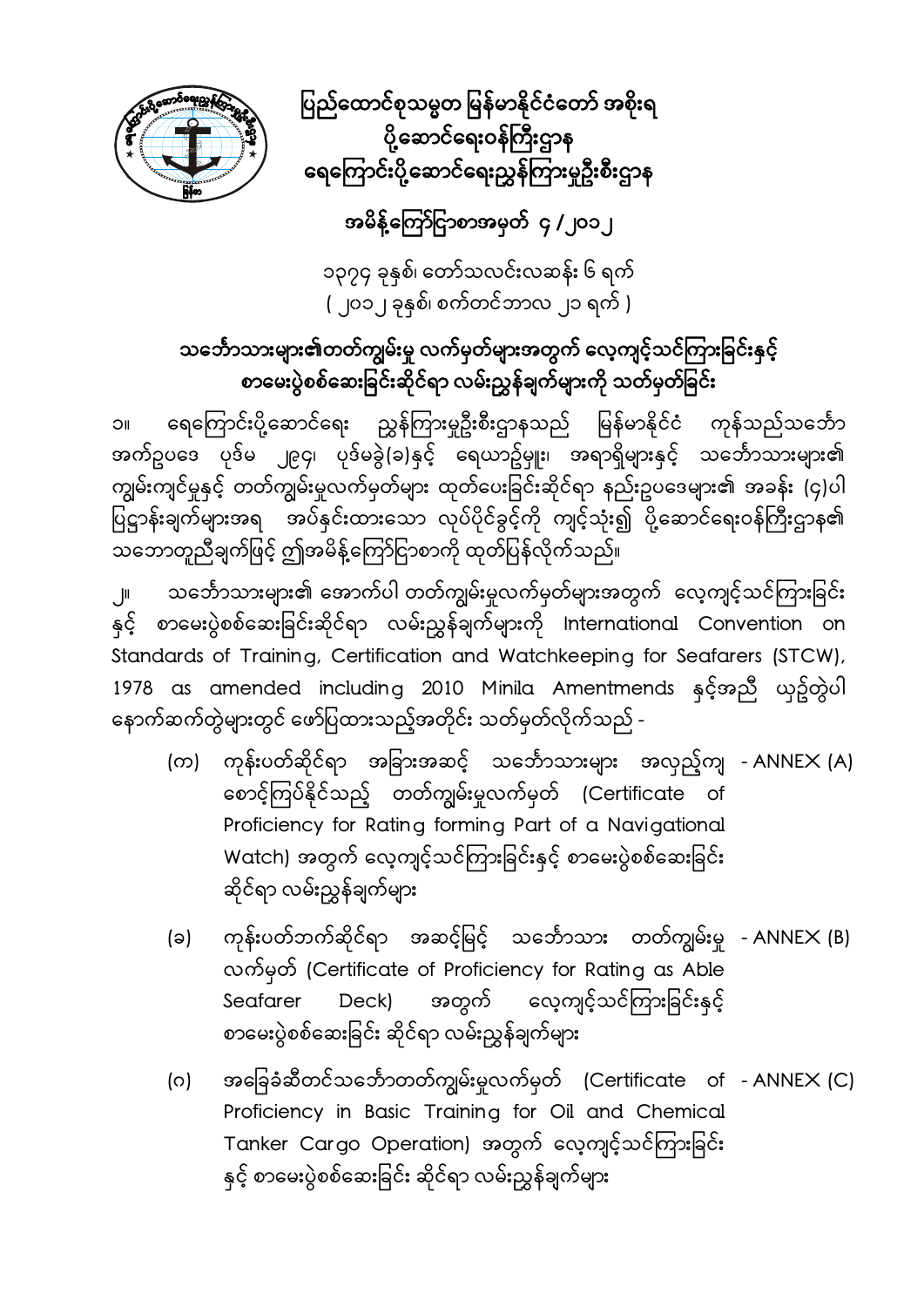# ပြည်ထောင်စုသမ္မတ မြန်မာနိုင်ငံတော် အစိုးရ
# ပို့ဆောင်ရေးဝန်ကြီးဌာန
# ရေကြောင်းပို့ဆောင်ရေးညွှန်ကြားမှုဦးစီးဌာန

## အမိန့်ကြော်ငြာစာအမှတ် ၄ / ၂၀၁၂

၁၃၇၄ ခုနှစ်၊ တော်သလင်းလဆန်း ၆ ရက်
( ၂၀၁၂ ခုနှစ်၊ စက်တင်ဘာလ ၂၁ ရက် )

## သင်္ဘောသားများ၏တတ်ကျွမ်းမှု လက်မှတ်များအတွက် လေ့ကျင့်သင်ကြားခြင်းနှင့် စာမေးပွဲစစ်ဆေးခြင်းဆိုင်ရာ လမ်းညွှန်ချက်များကို သတ်မှတ်ခြင်း

၁။ ရေကြောင်းပို့ဆောင်ရေး ညွှန်ကြားမှုဦးစီးဌာနသည် မြန်မာနိုင်ငံ ကုန်သည်သင်္ဘော အက်ဥပဒေ ပုဒ်မ ၂၉၄၊ ပုဒ်မခွဲ(ခ)နှင့် ရေယာဥ်မှူး၊ အရာရှိများနှင့် သင်္ဘောသားများ၏ ကျွမ်းကျင်မှုနှင့် တတ်ကျွမ်းမှုလက်မှတ်များ ထုတ်ပေးခြင်းဆိုင်ရာ နည်းဥပဒေများ၏ အခန်း (၄)ပါ ပြဋ္ဌာန်းချက်များအရ အပ်နှင်းထားသော လုပ်ပိုင်ခွင့်ကို ကျင့်သုံး၍ ပို့ဆောင်ရေးဝန်ကြီးဌာန၏ သဘောတူညီချက်ဖြင့် ဤအမိန့်ကြော်ငြာစာကို ထုတ်ပြန်လိုက်သည်။

၂။ သင်္ဘောသားများ၏ အောက်ပါ တတ်ကျွမ်းမှုလက်မှတ်များအတွက် လေ့ကျင့်သင်ကြားခြင်း နှင့် စာမေးပွဲစစ်ဆေးခြင်းဆိုင်ရာ လမ်းညွှန်ချက်များကို International Convention on Standards of Training, Certification and Watchkeeping for Seafarers (STCW), 1978 as amended including 2010 Minila Amentmends နှင့်အညီ ယှဥ်တွဲပါ နောက်ဆက်တွဲများတွင် ဖော်ပြထားသည့်အတိုင်း သတ်မှတ်လိုက်သည် -

(က) ကုန်းပတ်ဆိုင်ရာ အခြားအဆင့် သင်္ဘောသားများ အလှည့်ကျ စောင့်ကြပ်နိုင်သည့် တတ်ကျွမ်းမှုလက်မှတ် (Certificate of Proficiency for Rating forming Part of a Navigational Watch) အတွက် လေ့ကျင့်သင်ကြားခြင်းနှင့် စာမေးပွဲစစ်ဆေးခြင်း ဆိုင်ရာ လမ်းညွှန်ချက်များ - ANNEX (A)

(ခ) ကုန်းပတ်ဘက်ဆိုင်ရာ အဆင့်မြင့် သင်္ဘောသား တတ်ကျွမ်းမှု လက်မှတ် (Certificate of Proficiency for Rating as Able Seafarer Deck) အတွက် လေ့ကျင့်သင်ကြားခြင်းနှင့် စာမေးပွဲစစ်ဆေးခြင်း ဆိုင်ရာ လမ်းညွှန်ချက်များ - ANNEX (B)

(ဂ) အခြေခံဆီတင်သင်္ဘောတတ်ကျွမ်းမှုလက်မှတ် (Certificate of Proficiency in Basic Training for Oil and Chemical Tanker Cargo Operation) အတွက် လေ့ကျင့်သင်ကြားခြင်း နှင့် စာမေးပွဲစစ်ဆေးခြင်း ဆိုင်ရာ လမ်းညွှန်ချက်များ - ANNEX (C)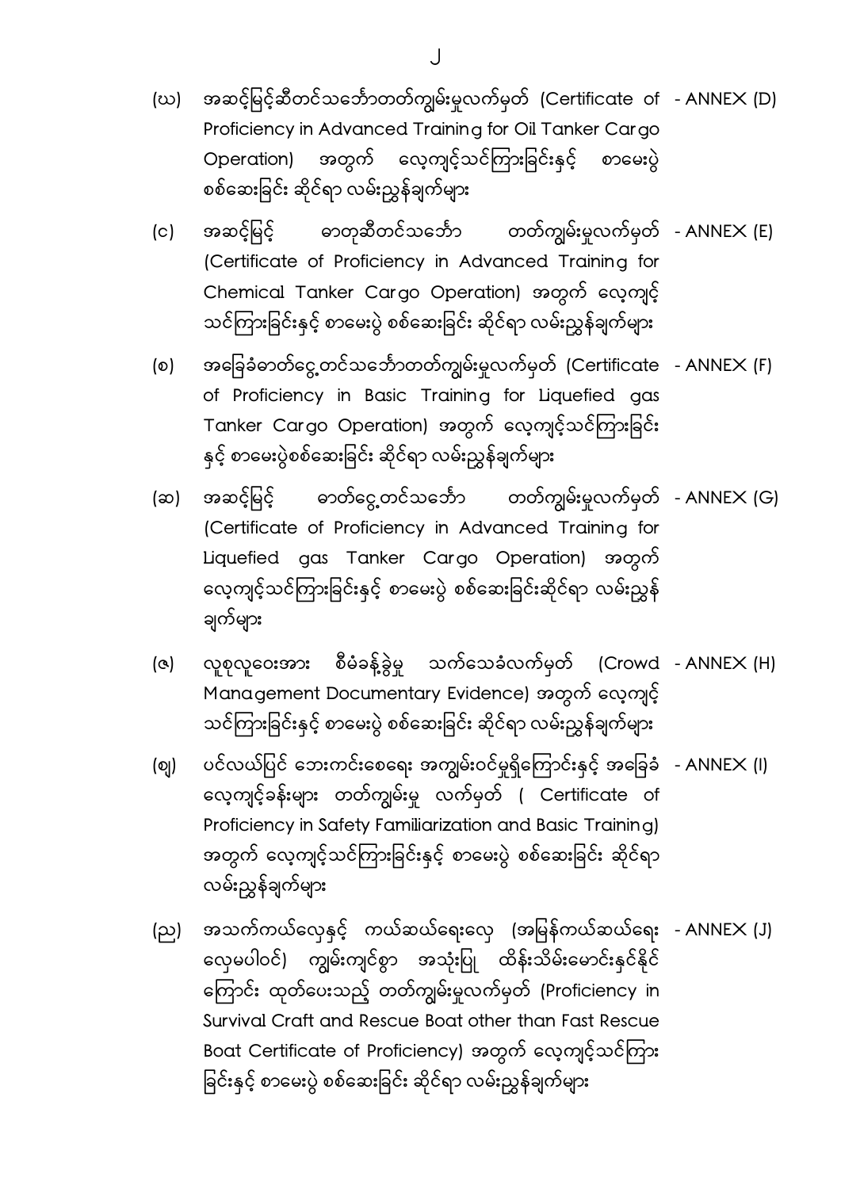(ဃ) အဆင့်မြင့်ဆီတင်သင်္ဘောတတ်ကျွမ်းမှုလက်မှတ် (Certificate of Proficiency in Advanced Training for Oil Tanker Cargo Operation) အတွက် လေ့ကျင့်သင်ကြားခြင်းနှင့် စာမေးပွဲ စစ်ဆေးခြင်း ဆိုင်ရာ လမ်းညွှန်ချက်များ - ANNEX (D)

(င) အဆင့်မြင့် ဓာတုဆီတင်သင်္ဘော တတ်ကျွမ်းမှုလက်မှတ် (Certificate of Proficiency in Advanced Training for Chemical Tanker Cargo Operation) အတွက် လေ့ကျင့်သင်ကြားခြင်းနှင့် စာမေးပွဲ စစ်ဆေးခြင်း ဆိုင်ရာ လမ်းညွှန်ချက်များ - ANNEX (E)

(စ) အခြေခံဓာတ်ငွေ့တင်သင်္ဘောတတ်ကျွမ်းမှုလက်မှတ် (Certificate of Proficiency in Basic Training for Liquefied gas Tanker Cargo Operation) အတွက် လေ့ကျင့်သင်ကြားခြင်းနှင့် စာမေးပွဲစစ်ဆေးခြင်း ဆိုင်ရာ လမ်းညွှန်ချက်များ - ANNEX (F)

(ဆ) အဆင့်မြင့် ဓာတ်ငွေ့တင်သင်္ဘော တတ်ကျွမ်းမှုလက်မှတ် (Certificate of Proficiency in Advanced Training for Liquefied gas Tanker Cargo Operation) အတွက် လေ့ကျင့်သင်ကြားခြင်းနှင့် စာမေးပွဲ စစ်ဆေးခြင်းဆိုင်ရာ လမ်းညွှန်ချက်များ - ANNEX (G)

(ဇ) လူစုလူဝေးအား စီမံခန့်ခွဲမှု သက်သေခံလက်မှတ် (Crowd Management Documentary Evidence) အတွက် လေ့ကျင့်သင်ကြားခြင်းနှင့် စာမေးပွဲ စစ်ဆေးခြင်း ဆိုင်ရာ လမ်းညွှန်ချက်များ - ANNEX (H)

(ဈ) ပင်လယ်ပြင် ဘေးကင်းစေရေး အကျွမ်းဝင်မှုရှိကြောင်းနှင့် အခြေခံ လေ့ကျင့်ခန်းများ တတ်ကျွမ်းမှု လက်မှတ် ( Certificate of Proficiency in Safety Familiarization and Basic Training) အတွက် လေ့ကျင့်သင်ကြားခြင်းနှင့် စာမေးပွဲ စစ်ဆေးခြင်း ဆိုင်ရာ လမ်းညွှန်ချက်များ - ANNEX (I)

(ည) အသက်ကယ်လှေနှင့် ကယ်ဆယ်ရေးလှေ (အမြန်ကယ်ဆယ်ရေး လှေမပါဝင်) ကျွမ်းကျင်စွာ အသုံးပြု ထိန်းသိမ်းမောင်းနှင်နိုင်ကြောင်း ထုတ်ပေးသည့် တတ်ကျွမ်းမှုလက်မှတ် (Proficiency in Survival Craft and Rescue Boat other than Fast Rescue Boat Certificate of Proficiency) အတွက် လေ့ကျင့်သင်ကြားခြင်းနှင့် စာမေးပွဲ စစ်ဆေးခြင်း ဆိုင်ရာ လမ်းညွှန်ချက်များ - ANNEX (J)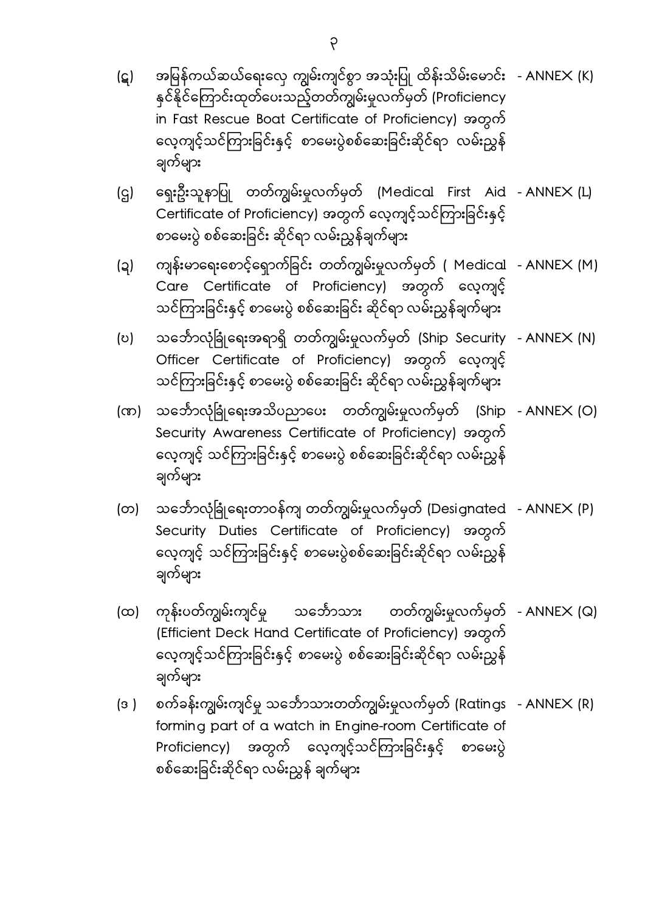(ဋ) အမြန်ကယ်ဆယ်ရေးလှေ ကျွမ်းကျင်စွာ အသုံးပြု ထိန်းသိမ်းမောင်း နှင်နိုင်ကြောင်းထုတ်ပေးသည့်တတ်ကျွမ်းမှုလက်မှတ် (Proficiency in Fast Rescue Boat Certificate of Proficiency) အတွက် လေ့ကျင့်သင်ကြားခြင်းနှင့် စာမေးပွဲစစ်ဆေးခြင်းဆိုင်ရာ လမ်းညွှန်ချက်များ - ANNEX (K)

(ဌ) ရှေးဦးသူနာပြု တတ်ကျွမ်းမှုလက်မှတ် (Medical First Aid Certificate of Proficiency) အတွက် လေ့ကျင့်သင်ကြားခြင်းနှင့် စာမေးပွဲ စစ်ဆေးခြင်း ဆိုင်ရာ လမ်းညွှန်ချက်များ - ANNEX (L)

(ဍ) ကျန်းမာရေးစောင့်ရှောက်ခြင်း တတ်ကျွမ်းမှုလက်မှတ် ( Medical Care Certificate of Proficiency) အတွက် လေ့ကျင့် သင်ကြားခြင်းနှင့် စာမေးပွဲ စစ်ဆေးခြင်း ဆိုင်ရာ လမ်းညွှန်ချက်များ - ANNEX (M)

(ဎ) သင်္ဘောလုံခြုံရေးအရာရှိ တတ်ကျွမ်းမှုလက်မှတ် (Ship Security Officer Certificate of Proficiency) အတွက် လေ့ကျင့် သင်ကြားခြင်းနှင့် စာမေးပွဲ စစ်ဆေးခြင်း ဆိုင်ရာ လမ်းညွှန်ချက်များ - ANNEX (N)

(ဏ) သင်္ဘောလုံခြုံရေးအသိပညာပေး တတ်ကျွမ်းမှုလက်မှတ် (Ship Security Awareness Certificate of Proficiency) အတွက် လေ့ကျင့် သင်ကြားခြင်းနှင့် စာမေးပွဲ စစ်ဆေးခြင်းဆိုင်ရာ လမ်းညွှန်ချက်များ - ANNEX (O)

(တ) သင်္ဘောလုံခြုံရေးတာဝန်ကျ တတ်ကျွမ်းမှုလက်မှတ် (Designated Security Duties Certificate of Proficiency) အတွက် လေ့ကျင့် သင်ကြားခြင်းနှင့် စာမေးပွဲစစ်ဆေးခြင်းဆိုင်ရာ လမ်းညွှန်ချက်များ - ANNEX (P)

(ထ) ကုန်းပတ်ကျွမ်းကျင်မှု သင်္ဘောသား တတ်ကျွမ်းမှုလက်မှတ် (Efficient Deck Hand Certificate of Proficiency) အတွက် လေ့ကျင့်သင်ကြားခြင်းနှင့် စာမေးပွဲ စစ်ဆေးခြင်းဆိုင်ရာ လမ်းညွှန်ချက်များ - ANNEX (Q)

(ဒ ) စက်ခန်းကျွမ်းကျင်မှု သင်္ဘောသားတတ်ကျွမ်းမှုလက်မှတ် (Ratings forming part of a watch in Engine-room Certificate of Proficiency) အတွက် လေ့ကျင့်သင်ကြားခြင်းနှင့် စာမေးပွဲ စစ်ဆေးခြင်းဆိုင်ရာ လမ်းညွှန် ချက်များ - ANNEX (R)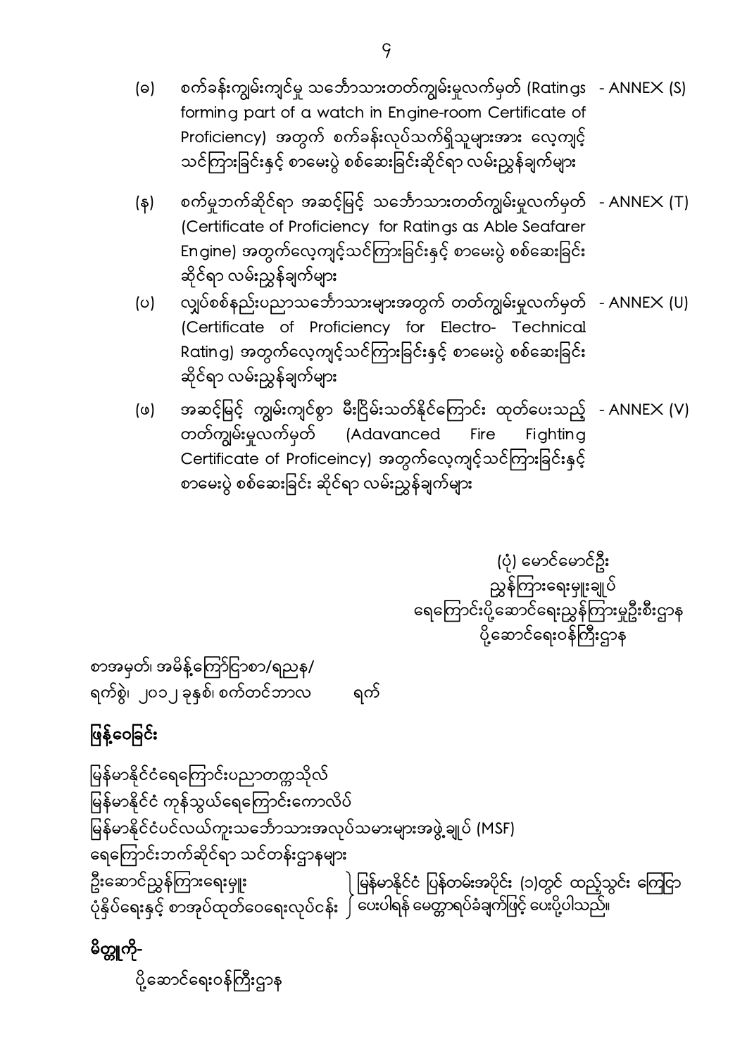(ဓ) စက်ခန်းကျွမ်းကျင်မှု သင်္ဘောသားတတ်ကျွမ်းမှုလက်မှတ် (Ratings forming part of a watch in Engine-room Certificate of Proficiency) အတွက် စက်ခန်းလုပ်သက်ရှိသူများအား လေ့ကျင့်သင်ကြားခြင်းနှင့် စာမေးပွ�ဲ စစ်ဆေးခြင်းဆိုင်ရာ လမ်းညွှန်ချက်များ - ANNEX (S)

(န) စက်မှုဘက်ဆိုင်ရာ အဆင့်မြင့် သင်္ဘောသားတတ်ကျွမ်းမှုလက်မှတ် (Certificate of Proficiency for Ratings as Able Seafarer Engine) အတွက်လေ့ကျင့်သင်ကြားခြင်းနှင့် စာမေးပွဲ စစ်ဆေးခြင်းဆိုင်ရာ လမ်းညွှန်ချက်များ - ANNEX (T)

(ပ) လျှပ်စစ်နည်းပညာသင်္ဘောသားများအတွက် တတ်ကျွမ်းမှုလက်မှတ် (Certificate of Proficiency for Electro- Technical Rating) အတွက်လေ့ကျင့်သင်ကြားခြင်းနှင့် စာမေးပွဲ စစ်ဆေးခြင်းဆိုင်ရာ လမ်းညွှန်ချက်များ - ANNEX (U)

(ဖ) အဆင့်မြင့် ကျွမ်းကျင်စွာ မီးငြိမ်းသတ်နိုင်ကြောင်း ထုတ်ပေးသည့် တတ်ကျွမ်းမှုလက်မှတ် (Adavanced Fire Fighting Certificate of Proficeincy) အတွက်လေ့ကျင့်သင်ကြားခြင်းနှင့် စာမေးပွဲ စစ်ဆေးခြင်း ဆိုင်ရာ လမ်းညွှန်ချက်များ - ANNEX (V)

(ပုံ) မောင်မောင်ဦး
ညွှန်ကြားရေးမှူးချုပ်
ရေကြောင်းပို့ဆောင်ရေးညွှန်ကြားမှုဦးစီးဌာန
ပို့ဆောင်ရေးဝန်ကြီးဌာန

စာအမှတ်၊ အမိန့်ကြော်ငြာစာ/ရညန/
ရက်စွဲ၊ ၂၀၁၂ ခုနှစ်၊ စက်တင်ဘာလ ရက်

## ဖြန့်ဝေခြင်း

မြန်မာနိုင်ငံရေကြောင်းပညာတက္ကသိုလ်
မြန်မာနိုင်ငံ ကုန်သွယ်ရေကြောင်းကောလိပ်
မြန်မာနိုင်ငံပင်လယ်ကူးသင်္ဘောသားအလုပ်သမားများအဖွဲ့ချုပ် (MSF)
ရေကြောင်းဘက်ဆိုင်ရာ သင်တန်းဌာနများ
ဦးဆောင်ညွှန်ကြားရေးမှူး
ပုံနှိပ်ရေးနှင့် စာအုပ်ထုတ်ဝေရေးလုပ်ငန်း } မြန်မာနိုင်ငံ ပြန်တမ်းအပိုင်း (၁)တွင် ထည့်သွင်း ကြေငြာပေးပါရန် မေတ္တာရပ်ခံချက်ဖြင့် ပေးပို့ပါသည်။

## မိတ္တူကို-

ပို့ဆောင်ရေးဝန်ကြီးဌာန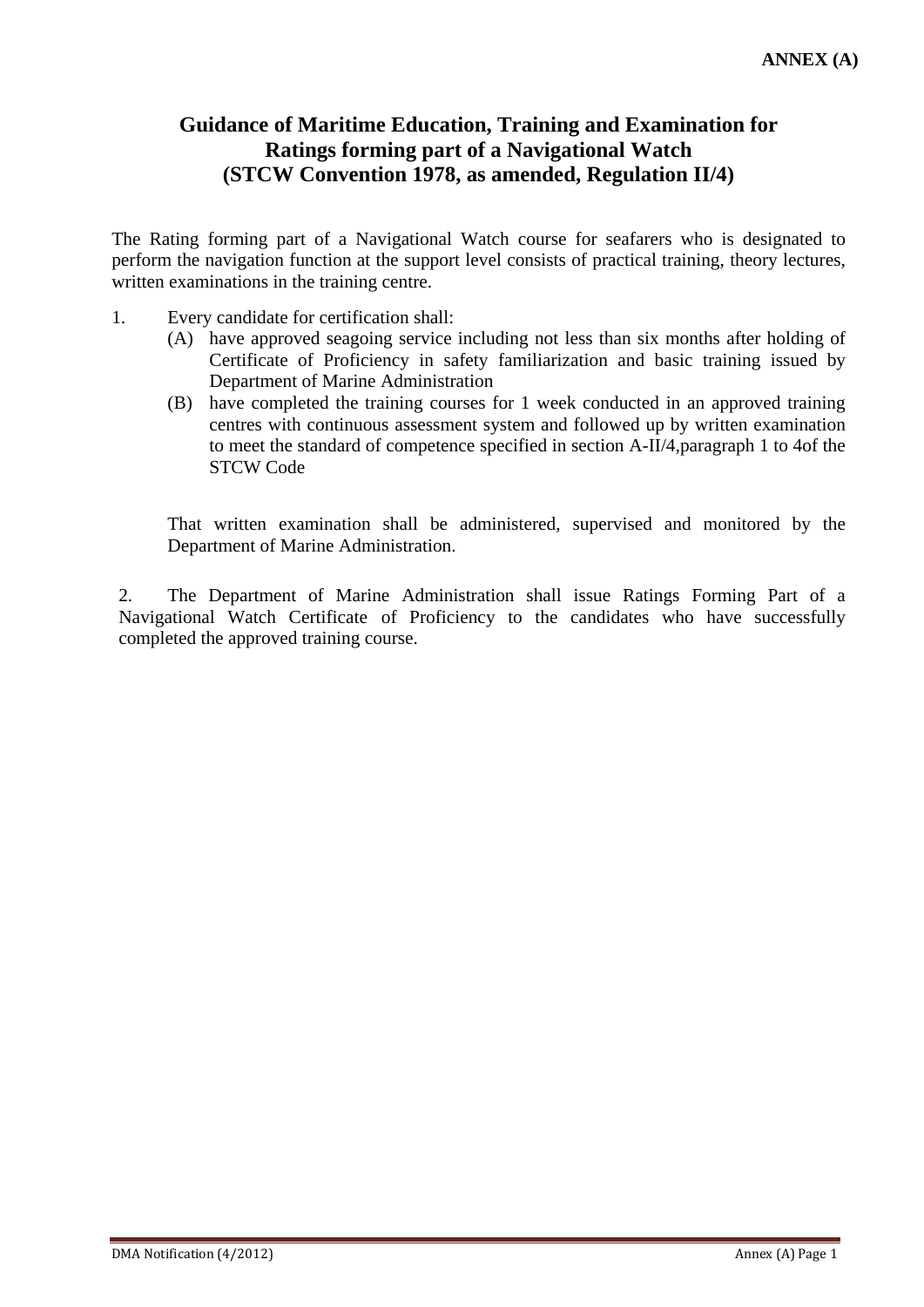**ANNEX (A)**

# Guidance of Maritime Education, Training and Examination for Ratings forming part of a Navigational Watch (STCW Convention 1978, as amended, Regulation II/4)

The Rating forming part of a Navigational Watch course for seafarers who is designated to perform the navigation function at the support level consists of practical training, theory lectures, written examinations in the training centre.

1. Every candidate for certification shall:
   - (A) have approved seagoing service including not less than six months after holding of Certificate of Proficiency in safety familiarization and basic training issued by Department of Marine Administration
   - (B) have completed the training courses for 1 week conducted in an approved training centres with continuous assessment system and followed up by written examination to meet the standard of competence specified in section A-II/4,paragraph 1 to 4of the STCW Code

   That written examination shall be administered, supervised and monitored by the Department of Marine Administration.

2. The Department of Marine Administration shall issue Ratings Forming Part of a Navigational Watch Certificate of Proficiency to the candidates who have successfully completed the approved training course.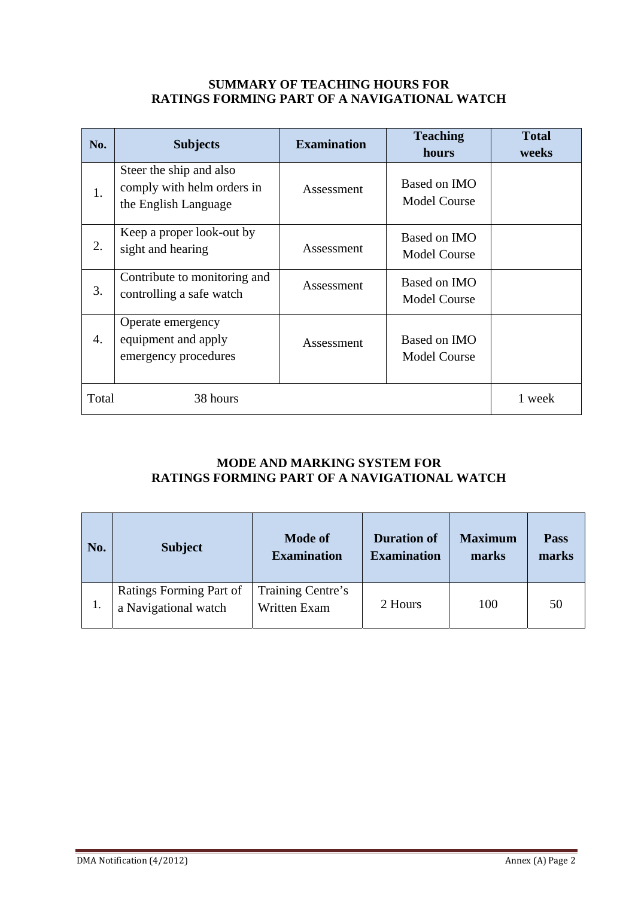## SUMMARY OF TEACHING HOURS FOR RATINGS FORMING PART OF A NAVIGATIONAL WATCH

| No. | Subjects | Examination | Teaching hours | Total weeks |
|---|---|---|---|---|
| 1. | Steer the ship and also comply with helm orders in the English Language | Assessment | Based on IMO Model Course | |
| 2. | Keep a proper look-out by sight and hearing | Assessment | Based on IMO Model Course | |
| 3. | Contribute to monitoring and controlling a safe watch | Assessment | Based on IMO Model Course | |
| 4. | Operate emergency equipment and apply emergency procedures | Assessment | Based on IMO Model Course | |
| Total | 38 hours | | | 1 week |

## MODE AND MARKING SYSTEM FOR RATINGS FORMING PART OF A NAVIGATIONAL WATCH

| No. | Subject | Mode of Examination | Duration of Examination | Maximum marks | Pass marks |
|---|---|---|---|---|---|
| 1. | Ratings Forming Part of a Navigational watch | Training Centre's Written Exam | 2 Hours | 100 | 50 |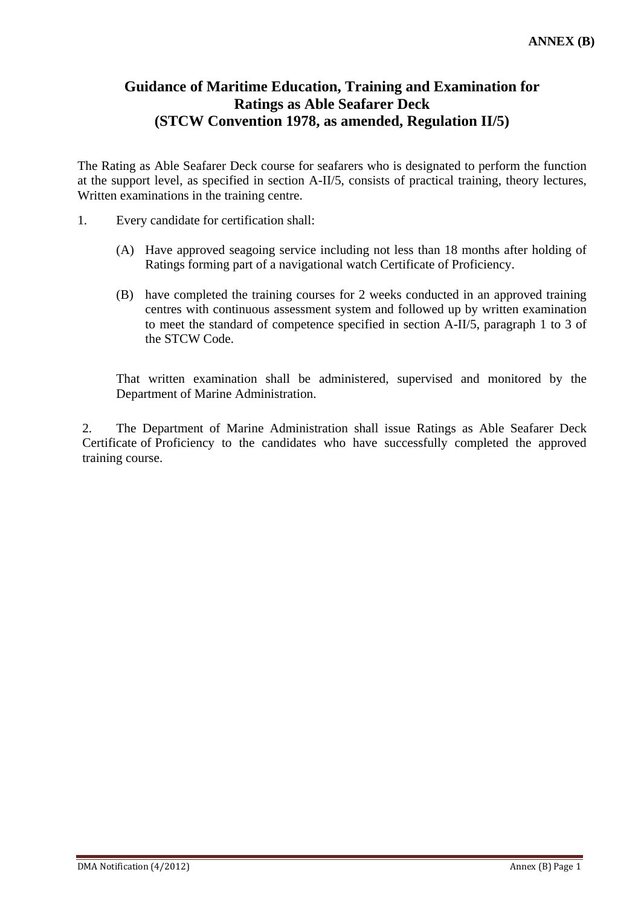**ANNEX (B)**

# Guidance of Maritime Education, Training and Examination for Ratings as Able Seafarer Deck (STCW Convention 1978, as amended, Regulation II/5)

The Rating as Able Seafarer Deck course for seafarers who is designated to perform the function at the support level, as specified in section A-II/5, consists of practical training, theory lectures, Written examinations in the training centre.

1. Every candidate for certification shall:

   (A) Have approved seagoing service including not less than 18 months after holding of Ratings forming part of a navigational watch Certificate of Proficiency.

   (B) have completed the training courses for 2 weeks conducted in an approved training centres with continuous assessment system and followed up by written examination to meet the standard of competence specified in section A-II/5, paragraph 1 to 3 of the STCW Code.

   That written examination shall be administered, supervised and monitored by the Department of Marine Administration.

2. The Department of Marine Administration shall issue Ratings as Able Seafarer Deck Certificate of Proficiency to the candidates who have successfully completed the approved training course.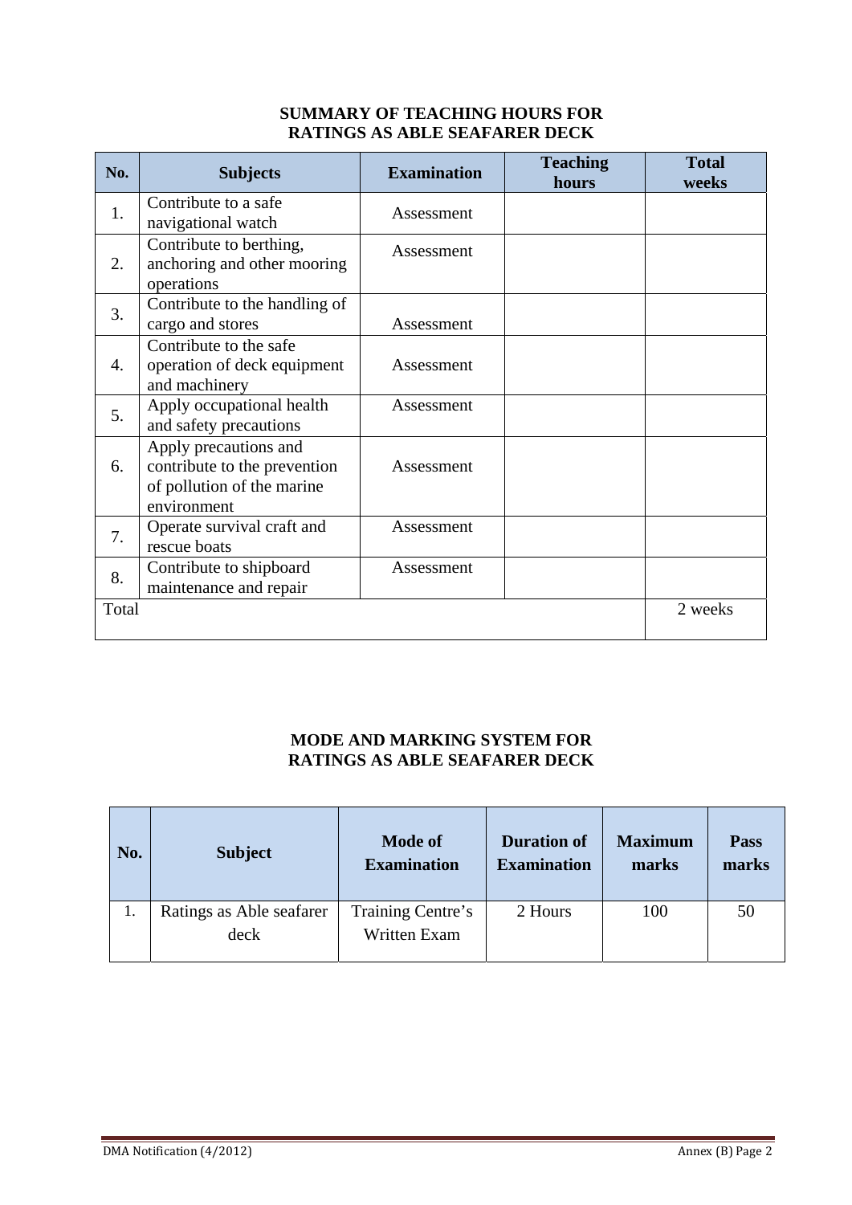### SUMMARY OF TEACHING HOURS FOR RATINGS AS ABLE SEAFARER DECK

| No. | Subjects | Examination | Teaching hours | Total weeks |
|---|---|---|---|---|
| 1. | Contribute to a safe navigational watch | Assessment | | |
| 2. | Contribute to berthing, anchoring and other mooring operations | Assessment | | |
| 3. | Contribute to the handling of cargo and stores | Assessment | | |
| 4. | Contribute to the safe operation of deck equipment and machinery | Assessment | | |
| 5. | Apply occupational health and safety precautions | Assessment | | |
| 6. | Apply precautions and contribute to the prevention of pollution of the marine environment | Assessment | | |
| 7. | Operate survival craft and rescue boats | Assessment | | |
| 8. | Contribute to shipboard maintenance and repair | Assessment | | |
| Total | | | | 2 weeks |

### MODE AND MARKING SYSTEM FOR RATINGS AS ABLE SEAFARER DECK

| No. | Subject | Mode of Examination | Duration of Examination | Maximum marks | Pass marks |
|---|---|---|---|---|---|
| 1. | Ratings as Able seafarer deck | Training Centre's Written Exam | 2 Hours | 100 | 50 |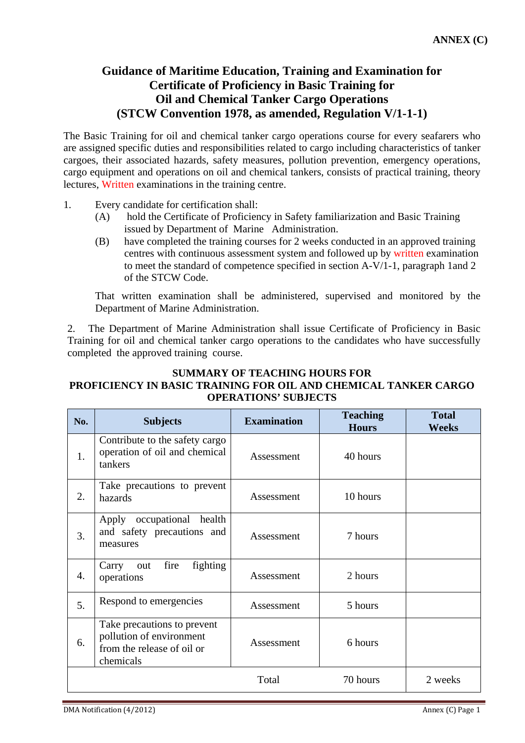ANNEX (C)

# Guidance of Maritime Education, Training and Examination for Certificate of Proficiency in Basic Training for Oil and Chemical Tanker Cargo Operations (STCW Convention 1978, as amended, Regulation V/1-1-1)

The Basic Training for oil and chemical tanker cargo operations course for every seafarers who are assigned specific duties and responsibilities related to cargo including characteristics of tanker cargoes, their associated hazards, safety measures, pollution prevention, emergency operations, cargo equipment and operations on oil and chemical tankers, consists of practical training, theory lectures, Written examinations in the training centre.

1. Every candidate for certification shall:
   - (A) hold the Certificate of Proficiency in Safety familiarization and Basic Training issued by Department of Marine Administration.
   - (B) have completed the training courses for 2 weeks conducted in an approved training centres with continuous assessment system and followed up by written examination to meet the standard of competence specified in section A-V/1-1, paragraph 1and 2 of the STCW Code.

   That written examination shall be administered, supervised and monitored by the Department of Marine Administration.

2. The Department of Marine Administration shall issue Certificate of Proficiency in Basic Training for oil and chemical tanker cargo operations to the candidates who have successfully completed the approved training course.

**SUMMARY OF TEACHING HOURS FOR PROFICIENCY IN BASIC TRAINING FOR OIL AND CHEMICAL TANKER CARGO OPERATIONS' SUBJECTS**

| No. | Subjects | Examination | Teaching Hours | Total Weeks |
|---|---|---|---|---|
| 1. | Contribute to the safety cargo operation of oil and chemical tankers | Assessment | 40 hours | |
| 2. | Take precautions to prevent hazards | Assessment | 10 hours | |
| 3. | Apply occupational health and safety precautions and measures | Assessment | 7 hours | |
| 4. | Carry out fire fighting operations | Assessment | 2 hours | |
| 5. | Respond to emergencies | Assessment | 5 hours | |
| 6. | Take precautions to prevent pollution of environment from the release of oil or chemicals | Assessment | 6 hours | |
| | | Total | 70 hours | 2 weeks |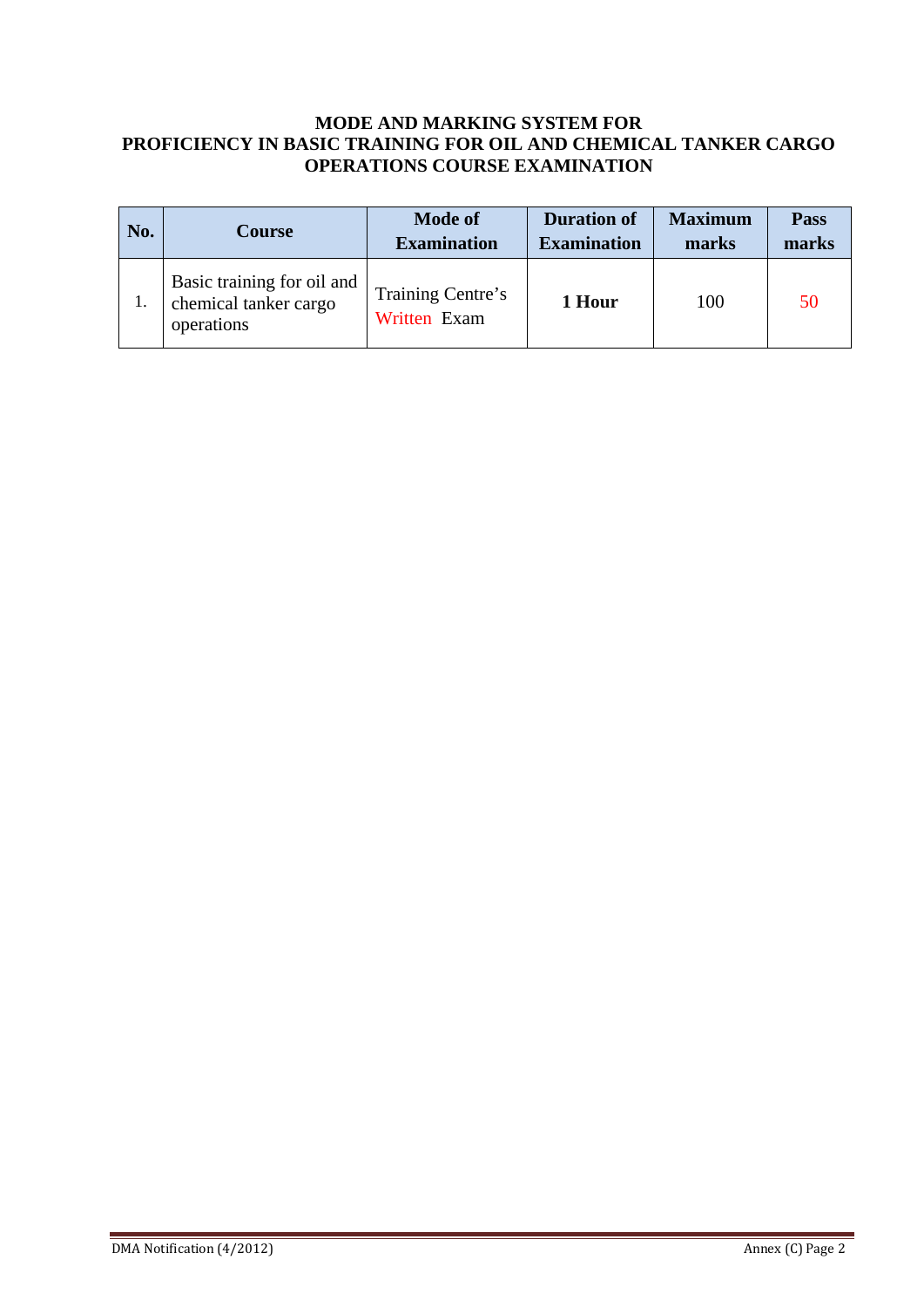**MODE AND MARKING SYSTEM FOR**
**PROFICIENCY IN BASIC TRAINING FOR OIL AND CHEMICAL TANKER CARGO OPERATIONS COURSE EXAMINATION**

| No. | Course | Mode of Examination | Duration of Examination | Maximum marks | Pass marks |
|---|---|---|---|---|---|
| 1. | Basic training for oil and chemical tanker cargo operations | Training Centre's Written Exam | **1 Hour** | 100 | 50 |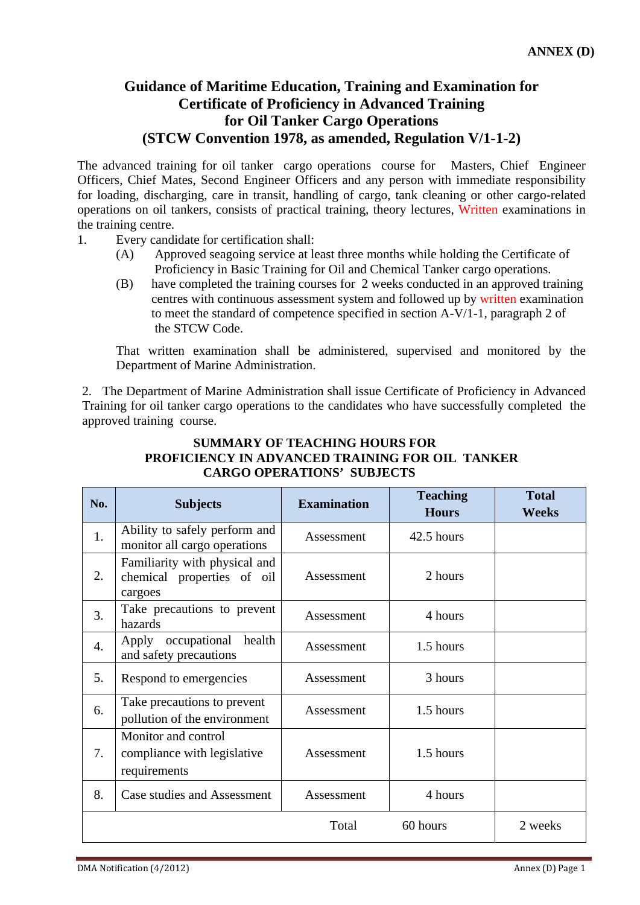**ANNEX (D)**

# Guidance of Maritime Education, Training and Examination for Certificate of Proficiency in Advanced Training for Oil Tanker Cargo Operations (STCW Convention 1978, as amended, Regulation V/1-1-2)

The advanced training for oil tanker cargo operations course for Masters, Chief Engineer Officers, Chief Mates, Second Engineer Officers and any person with immediate responsibility for loading, discharging, care in transit, handling of cargo, tank cleaning or other cargo-related operations on oil tankers, consists of practical training, theory lectures, Written examinations in the training centre.

1. Every candidate for certification shall:
   - (A) Approved seagoing service at least three months while holding the Certificate of Proficiency in Basic Training for Oil and Chemical Tanker cargo operations.
   - (B) have completed the training courses for 2 weeks conducted in an approved training centres with continuous assessment system and followed up by written examination to meet the standard of competence specified in section A-V/1-1, paragraph 2 of the STCW Code.

   That written examination shall be administered, supervised and monitored by the Department of Marine Administration.

2. The Department of Marine Administration shall issue Certificate of Proficiency in Advanced Training for oil tanker cargo operations to the candidates who have successfully completed the approved training course.

### SUMMARY OF TEACHING HOURS FOR PROFICIENCY IN ADVANCED TRAINING FOR OIL TANKER CARGO OPERATIONS' SUBJECTS

| No. | Subjects | Examination | Teaching Hours | Total Weeks |
|---|---|---|---|---|
| 1. | Ability to safely perform and monitor all cargo operations | Assessment | 42.5 hours | |
| 2. | Familiarity with physical and chemical properties of oil cargoes | Assessment | 2 hours | |
| 3. | Take precautions to prevent hazards | Assessment | 4 hours | |
| 4. | Apply occupational health and safety precautions | Assessment | 1.5 hours | |
| 5. | Respond to emergencies | Assessment | 3 hours | |
| 6. | Take precautions to prevent pollution of the environment | Assessment | 1.5 hours | |
| 7. | Monitor and control compliance with legislative requirements | Assessment | 1.5 hours | |
| 8. | Case studies and Assessment | Assessment | 4 hours | |
| | | Total | 60 hours | 2 weeks |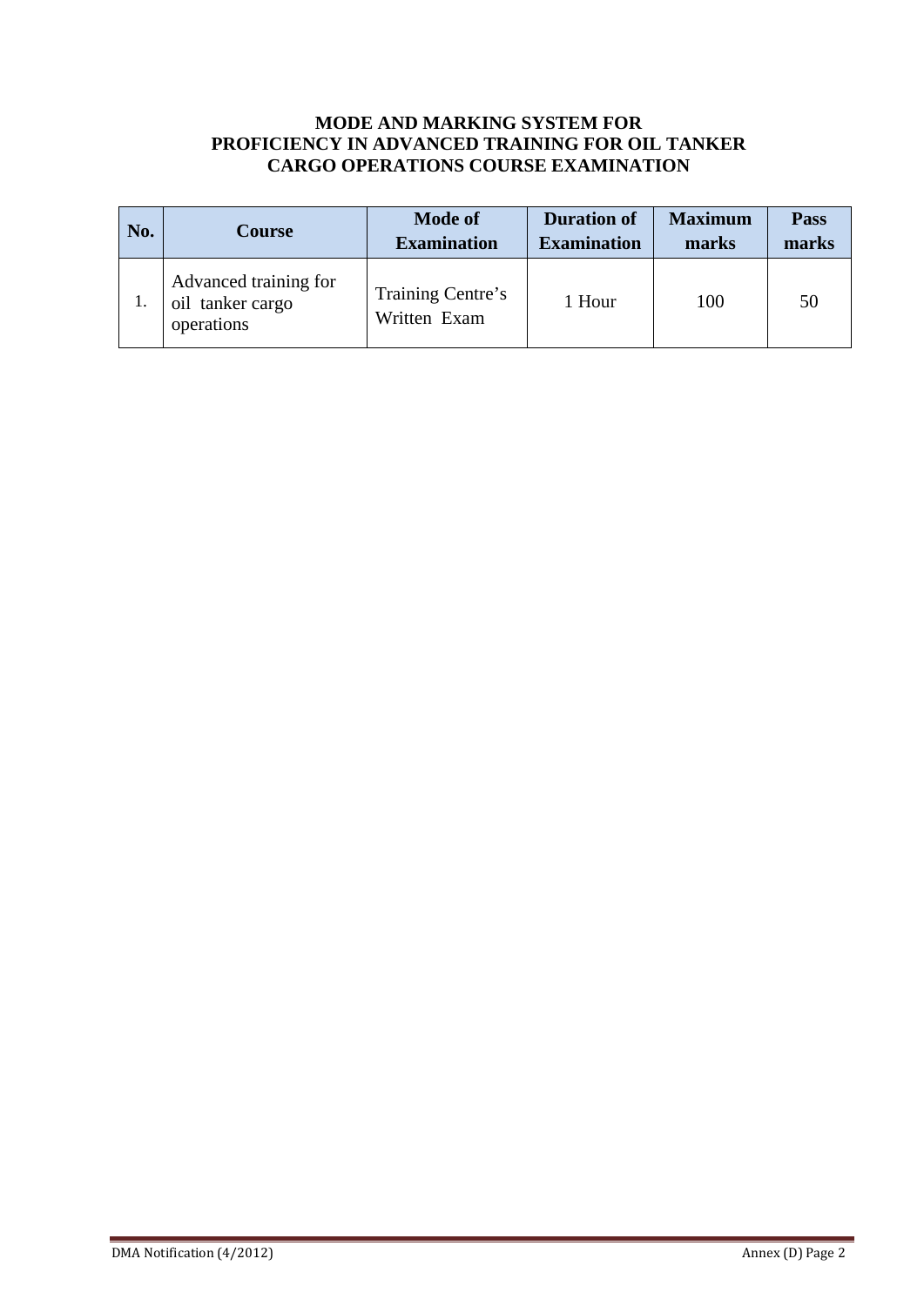**MODE AND MARKING SYSTEM FOR PROFICIENCY IN ADVANCED TRAINING FOR OIL TANKER CARGO OPERATIONS COURSE EXAMINATION**

| No. | Course | Mode of Examination | Duration of Examination | Maximum marks | Pass marks |
|---|---|---|---|---|---|
| 1. | Advanced training for oil tanker cargo operations | Training Centre's Written Exam | 1 Hour | 100 | 50 |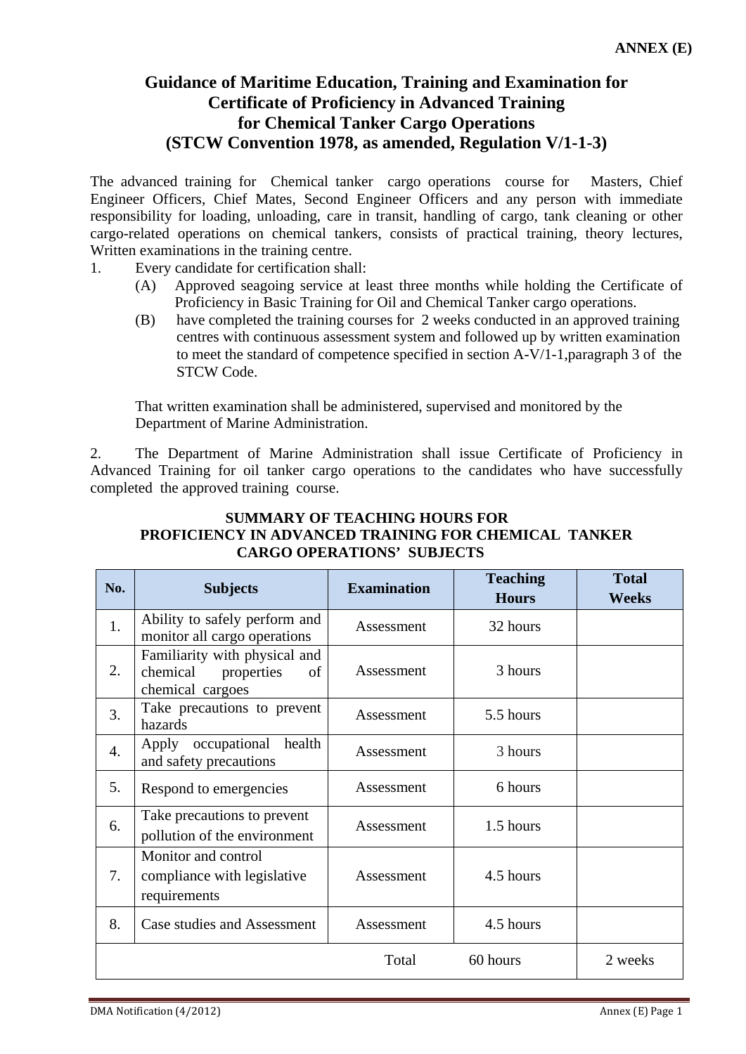**ANNEX (E)**

# Guidance of Maritime Education, Training and Examination for Certificate of Proficiency in Advanced Training for Chemical Tanker Cargo Operations (STCW Convention 1978, as amended, Regulation V/1-1-3)

The advanced training for Chemical tanker cargo operations course for Masters, Chief Engineer Officers, Chief Mates, Second Engineer Officers and any person with immediate responsibility for loading, unloading, care in transit, handling of cargo, tank cleaning or other cargo-related operations on chemical tankers, consists of practical training, theory lectures, Written examinations in the training centre.

1. Every candidate for certification shall:
   - (A) Approved seagoing service at least three months while holding the Certificate of Proficiency in Basic Training for Oil and Chemical Tanker cargo operations.
   - (B) have completed the training courses for 2 weeks conducted in an approved training centres with continuous assessment system and followed up by written examination to meet the standard of competence specified in section A-V/1-1,paragraph 3 of the STCW Code.

   That written examination shall be administered, supervised and monitored by the Department of Marine Administration.

2. The Department of Marine Administration shall issue Certificate of Proficiency in Advanced Training for oil tanker cargo operations to the candidates who have successfully completed the approved training course.

**SUMMARY OF TEACHING HOURS FOR PROFICIENCY IN ADVANCED TRAINING FOR CHEMICAL TANKER CARGO OPERATIONS' SUBJECTS**

| No. | Subjects | Examination | Teaching Hours | Total Weeks |
|---|---|---|---|---|
| 1. | Ability to safely perform and monitor all cargo operations | Assessment | 32 hours | |
| 2. | Familiarity with physical and chemical properties of chemical cargoes | Assessment | 3 hours | |
| 3. | Take precautions to prevent hazards | Assessment | 5.5 hours | |
| 4. | Apply occupational health and safety precautions | Assessment | 3 hours | |
| 5. | Respond to emergencies | Assessment | 6 hours | |
| 6. | Take precautions to prevent pollution of the environment | Assessment | 1.5 hours | |
| 7. | Monitor and control compliance with legislative requirements | Assessment | 4.5 hours | |
| 8. | Case studies and Assessment | Assessment | 4.5 hours | |
| | | Total | 60 hours | 2 weeks |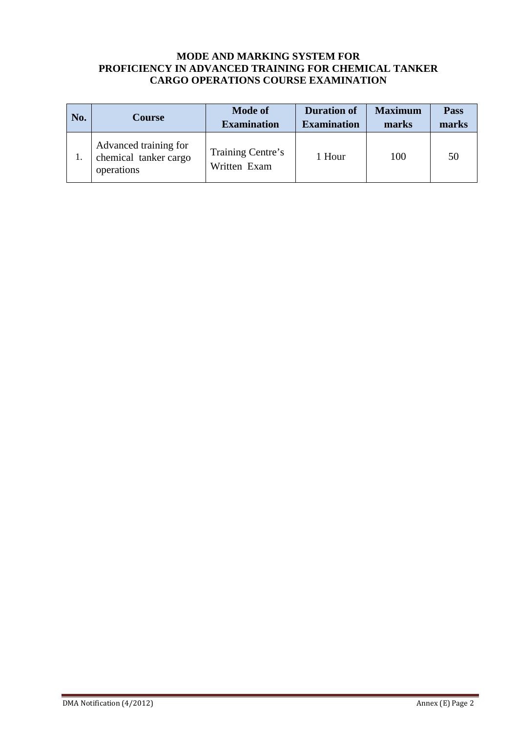**MODE AND MARKING SYSTEM FOR**
**PROFICIENCY IN ADVANCED TRAINING FOR CHEMICAL TANKER CARGO OPERATIONS COURSE EXAMINATION**

| No. | Course | Mode of Examination | Duration of Examination | Maximum marks | Pass marks |
|---|---|---|---|---|---|
| 1. | Advanced training for chemical tanker cargo operations | Training Centre's Written Exam | 1 Hour | 100 | 50 |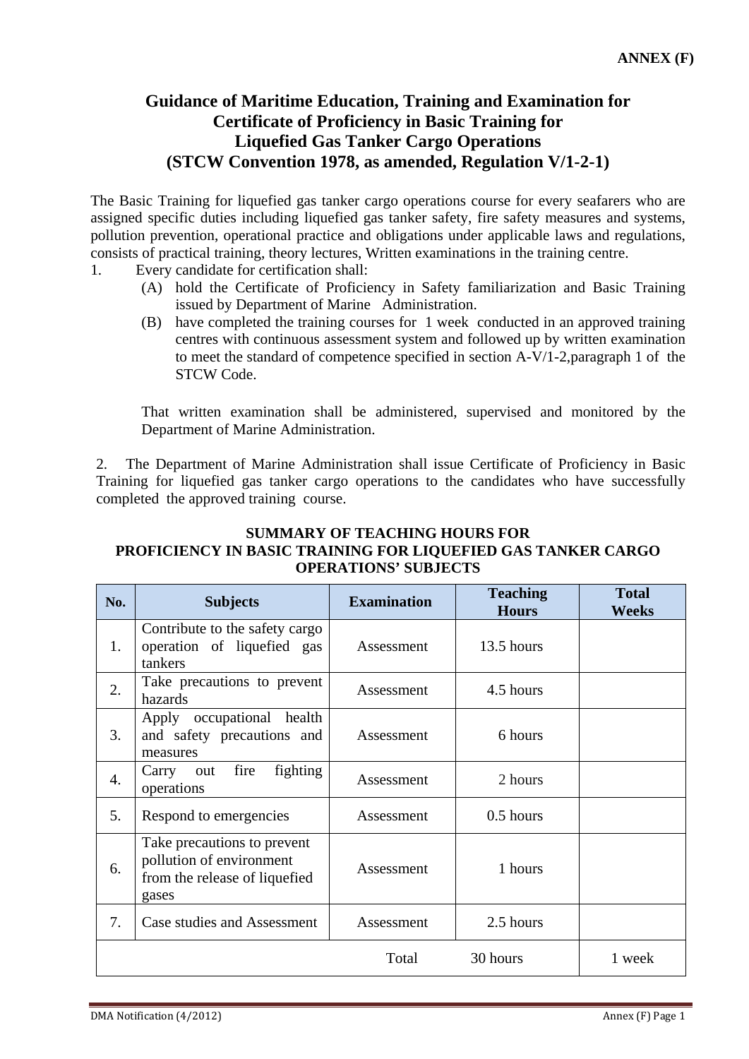**ANNEX (F)**

# Guidance of Maritime Education, Training and Examination for Certificate of Proficiency in Basic Training for Liquefied Gas Tanker Cargo Operations (STCW Convention 1978, as amended, Regulation V/1-2-1)

The Basic Training for liquefied gas tanker cargo operations course for every seafarers who are assigned specific duties including liquefied gas tanker safety, fire safety measures and systems, pollution prevention, operational practice and obligations under applicable laws and regulations, consists of practical training, theory lectures, Written examinations in the training centre.

1. Every candidate for certification shall:
   (A) hold the Certificate of Proficiency in Safety familiarization and Basic Training issued by Department of Marine Administration.
   (B) have completed the training courses for 1 week conducted in an approved training centres with continuous assessment system and followed up by written examination to meet the standard of competence specified in section A-V/1-2,paragraph 1 of the STCW Code.

   That written examination shall be administered, supervised and monitored by the Department of Marine Administration.

2. The Department of Marine Administration shall issue Certificate of Proficiency in Basic Training for liquefied gas tanker cargo operations to the candidates who have successfully completed the approved training course.

**SUMMARY OF TEACHING HOURS FOR PROFICIENCY IN BASIC TRAINING FOR LIQUEFIED GAS TANKER CARGO OPERATIONS' SUBJECTS**

| No. | Subjects | Examination | Teaching Hours | Total Weeks |
|---|---|---|---|---|
| 1. | Contribute to the safety cargo operation of liquefied gas tankers | Assessment | 13.5 hours | |
| 2. | Take precautions to prevent hazards | Assessment | 4.5 hours | |
| 3. | Apply occupational health and safety precautions and measures | Assessment | 6 hours | |
| 4. | Carry out fire fighting operations | Assessment | 2 hours | |
| 5. | Respond to emergencies | Assessment | 0.5 hours | |
| 6. | Take precautions to prevent pollution of environment from the release of liquefied gases | Assessment | 1 hours | |
| 7. | Case studies and Assessment | Assessment | 2.5 hours | |
| | | Total | 30 hours | 1 week |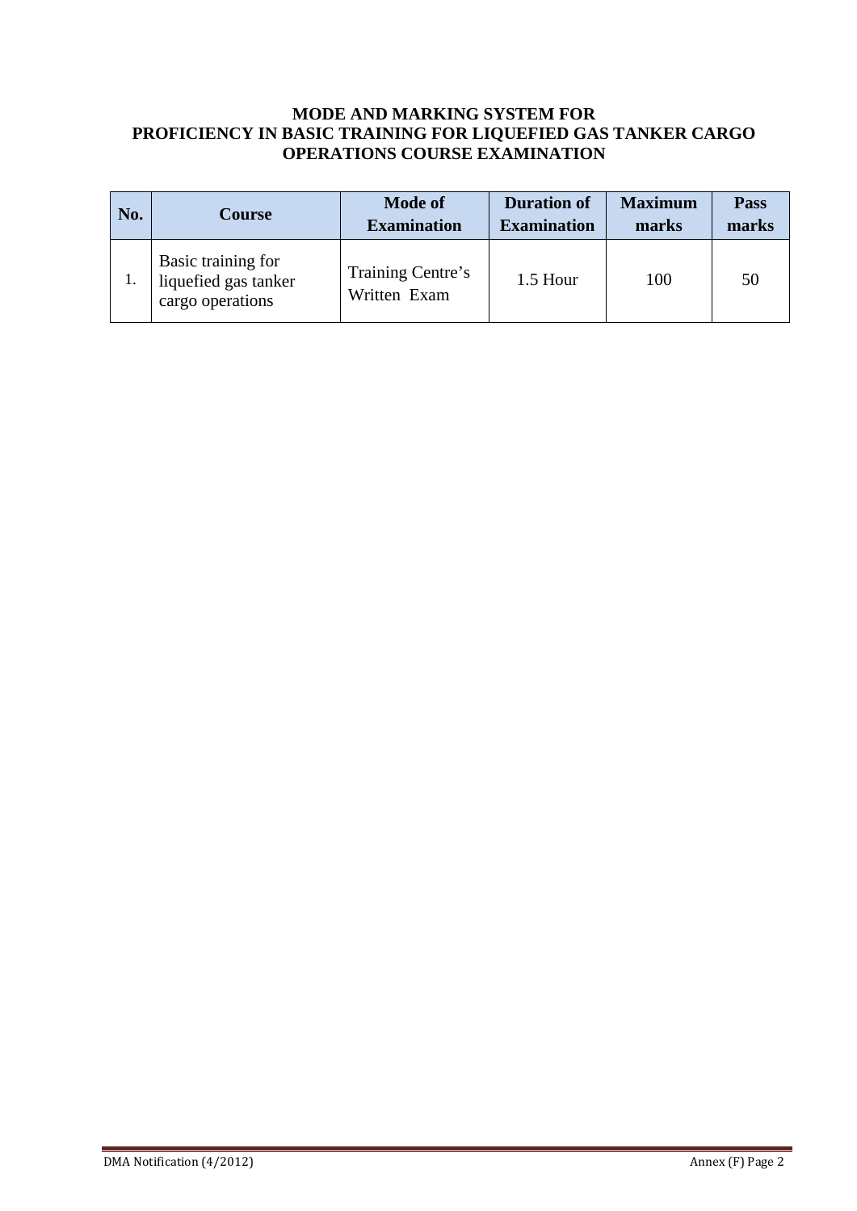**MODE AND MARKING SYSTEM FOR**
**PROFICIENCY IN BASIC TRAINING FOR LIQUEFIED GAS TANKER CARGO OPERATIONS COURSE EXAMINATION**

| No. | Course | Mode of Examination | Duration of Examination | Maximum marks | Pass marks |
|---|---|---|---|---|---|
| 1. | Basic training for liquefied gas tanker cargo operations | Training Centre's Written Exam | 1.5 Hour | 100 | 50 |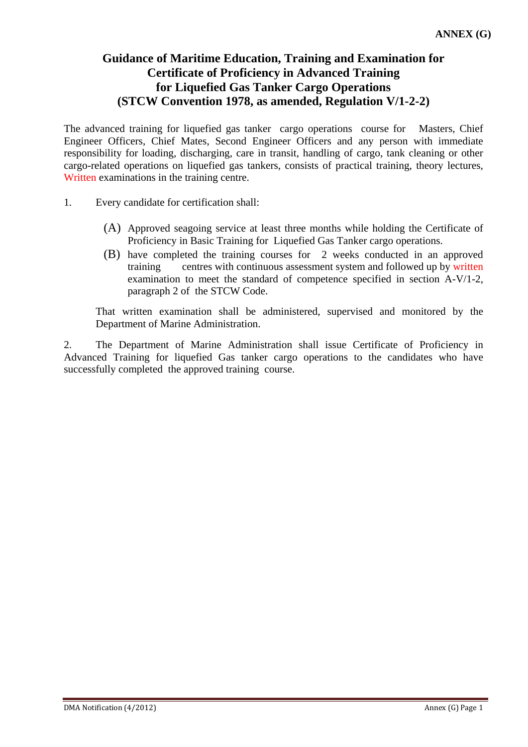**ANNEX (G)**

# Guidance of Maritime Education, Training and Examination for Certificate of Proficiency in Advanced Training for Liquefied Gas Tanker Cargo Operations (STCW Convention 1978, as amended, Regulation V/1-2-2)

The advanced training for liquefied gas tanker cargo operations course for Masters, Chief Engineer Officers, Chief Mates, Second Engineer Officers and any person with immediate responsibility for loading, discharging, care in transit, handling of cargo, tank cleaning or other cargo-related operations on liquefied gas tankers, consists of practical training, theory lectures, Written examinations in the training centre.

1. Every candidate for certification shall:

   (A) Approved seagoing service at least three months while holding the Certificate of Proficiency in Basic Training for Liquefied Gas Tanker cargo operations.

   (B) have completed the training courses for 2 weeks conducted in an approved training centres with continuous assessment system and followed up by written examination to meet the standard of competence specified in section A-V/1-2, paragraph 2 of the STCW Code.

   That written examination shall be administered, supervised and monitored by the Department of Marine Administration.

2. The Department of Marine Administration shall issue Certificate of Proficiency in Advanced Training for liquefied Gas tanker cargo operations to the candidates who have successfully completed the approved training course.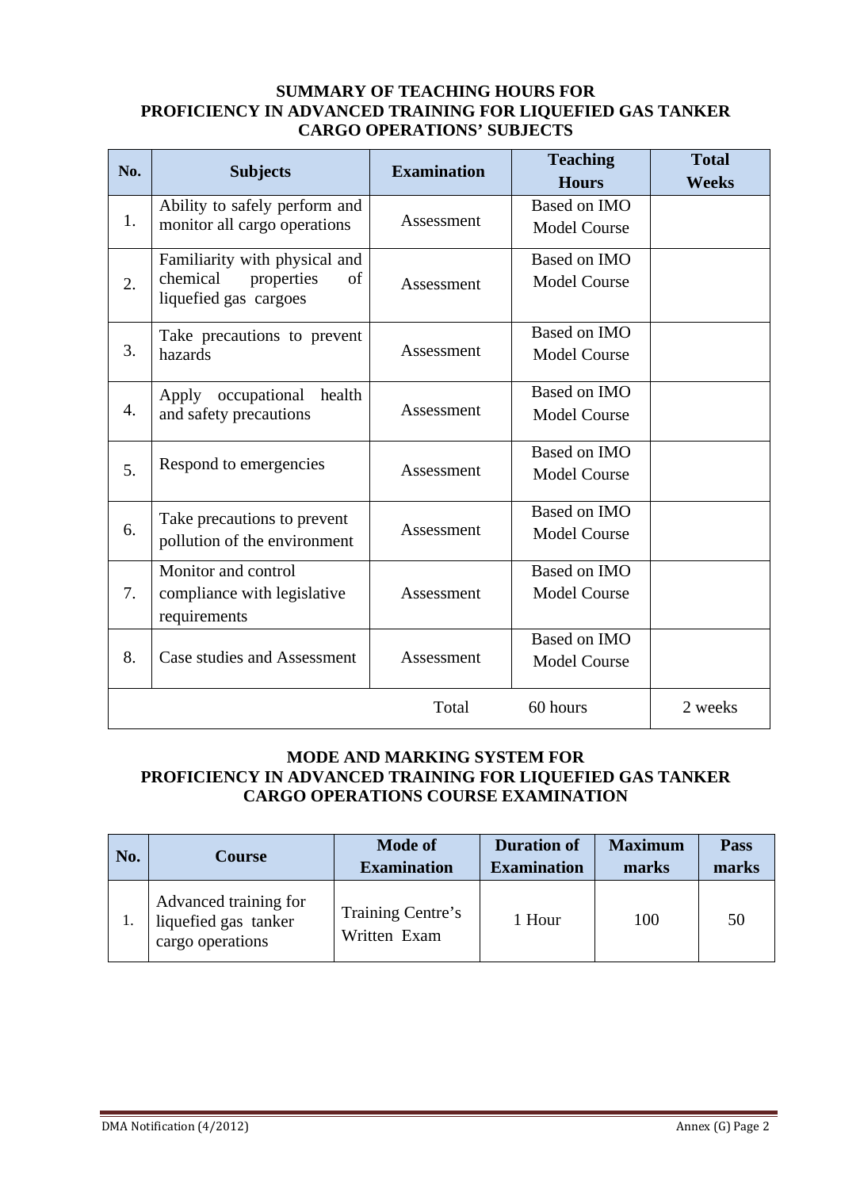**SUMMARY OF TEACHING HOURS FOR PROFICIENCY IN ADVANCED TRAINING FOR LIQUEFIED GAS TANKER CARGO OPERATIONS' SUBJECTS**

| No. | Subjects | Examination | Teaching Hours | Total Weeks |
|---|---|---|---|---|
| 1. | Ability to safely perform and monitor all cargo operations | Assessment | Based on IMO Model Course | |
| 2. | Familiarity with physical and chemical properties of liquefied gas cargoes | Assessment | Based on IMO Model Course | |
| 3. | Take precautions to prevent hazards | Assessment | Based on IMO Model Course | |
| 4. | Apply occupational health and safety precautions | Assessment | Based on IMO Model Course | |
| 5. | Respond to emergencies | Assessment | Based on IMO Model Course | |
| 6. | Take precautions to prevent pollution of the environment | Assessment | Based on IMO Model Course | |
| 7. | Monitor and control compliance with legislative requirements | Assessment | Based on IMO Model Course | |
| 8. | Case studies and Assessment | Assessment | Based on IMO Model Course | |
| | | Total | 60 hours | 2 weeks |

**MODE AND MARKING SYSTEM FOR PROFICIENCY IN ADVANCED TRAINING FOR LIQUEFIED GAS TANKER CARGO OPERATIONS COURSE EXAMINATION**

| No. | Course | Mode of Examination | Duration of Examination | Maximum marks | Pass marks |
|---|---|---|---|---|---|
| 1. | Advanced training for liquefied gas tanker cargo operations | Training Centre's Written Exam | 1 Hour | 100 | 50 |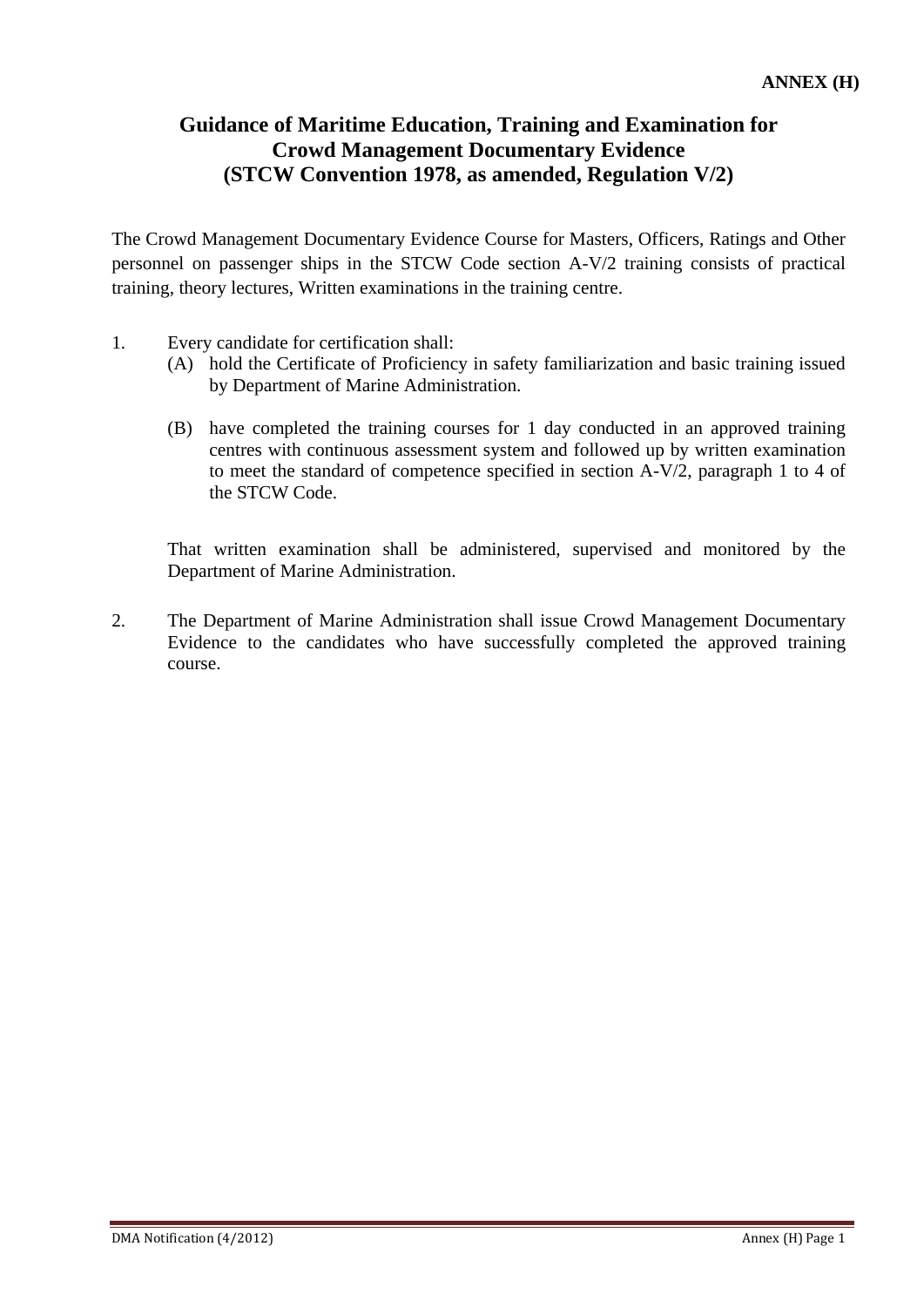**ANNEX (H)**

# Guidance of Maritime Education, Training and Examination for Crowd Management Documentary Evidence (STCW Convention 1978, as amended, Regulation V/2)

The Crowd Management Documentary Evidence Course for Masters, Officers, Ratings and Other personnel on passenger ships in the STCW Code section A-V/2 training consists of practical training, theory lectures, Written examinations in the training centre.

1. Every candidate for certification shall:
   (A) hold the Certificate of Proficiency in safety familiarization and basic training issued by Department of Marine Administration.

   (B) have completed the training courses for 1 day conducted in an approved training centres with continuous assessment system and followed up by written examination to meet the standard of competence specified in section A-V/2, paragraph 1 to 4 of the STCW Code.

   That written examination shall be administered, supervised and monitored by the Department of Marine Administration.

2. The Department of Marine Administration shall issue Crowd Management Documentary Evidence to the candidates who have successfully completed the approved training course.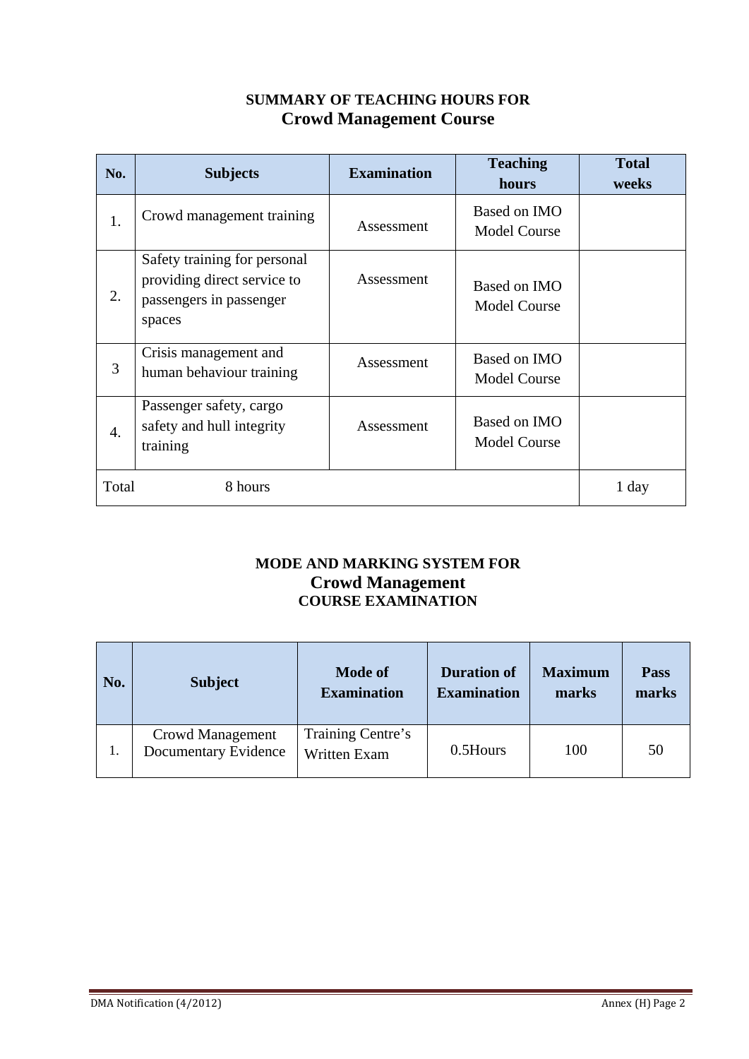## SUMMARY OF TEACHING HOURS FOR
## Crowd Management Course

| No. | Subjects | Examination | Teaching hours | Total weeks |
|---|---|---|---|---|
| 1. | Crowd management training | Assessment | Based on IMO Model Course | |
| 2. | Safety training for personal providing direct service to passengers in passenger spaces | Assessment | Based on IMO Model Course | |
| 3 | Crisis management and human behaviour training | Assessment | Based on IMO Model Course | |
| 4. | Passenger safety, cargo safety and hull integrity training | Assessment | Based on IMO Model Course | |
| Total | 8 hours | | | 1 day |

## MODE AND MARKING SYSTEM FOR
## Crowd Management
## COURSE EXAMINATION

| No. | Subject | Mode of Examination | Duration of Examination | Maximum marks | Pass marks |
|---|---|---|---|---|---|
| 1. | Crowd Management Documentary Evidence | Training Centre's Written Exam | 0.5Hours | 100 | 50 |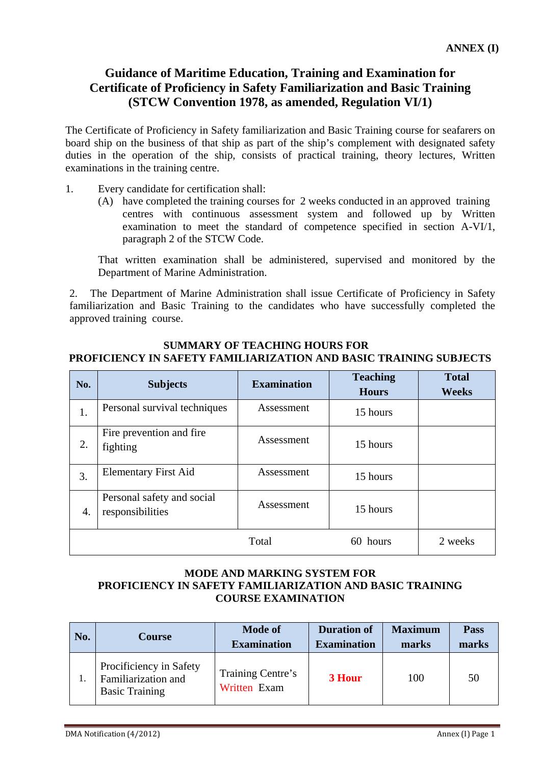ANNEX (I)

# Guidance of Maritime Education, Training and Examination for Certificate of Proficiency in Safety Familiarization and Basic Training (STCW Convention 1978, as amended, Regulation VI/1)

The Certificate of Proficiency in Safety familiarization and Basic Training course for seafarers on board ship on the business of that ship as part of the ship's complement with designated safety duties in the operation of the ship, consists of practical training, theory lectures, Written examinations in the training centre.

1. Every candidate for certification shall:
   (A) have completed the training courses for 2 weeks conducted in an approved training centres with continuous assessment system and followed up by Written examination to meet the standard of competence specified in section A-VI/1, paragraph 2 of the STCW Code.

   That written examination shall be administered, supervised and monitored by the Department of Marine Administration.

2. The Department of Marine Administration shall issue Certificate of Proficiency in Safety familiarization and Basic Training to the candidates who have successfully completed the approved training course.

## SUMMARY OF TEACHING HOURS FOR PROFICIENCY IN SAFETY FAMILIARIZATION AND BASIC TRAINING SUBJECTS

| No. | Subjects | Examination | Teaching Hours | Total Weeks |
|---|---|---|---|---|
| 1. | Personal survival techniques | Assessment | 15 hours | |
| 2. | Fire prevention and fire fighting | Assessment | 15 hours | |
| 3. | Elementary First Aid | Assessment | 15 hours | |
| 4. | Personal safety and social responsibilities | Assessment | 15 hours | |
| | | Total | 60 hours | 2 weeks |

## MODE AND MARKING SYSTEM FOR PROFICIENCY IN SAFETY FAMILIARIZATION AND BASIC TRAINING COURSE EXAMINATION

| No. | Course | Mode of Examination | Duration of Examination | Maximum marks | Pass marks |
|---|---|---|---|---|---|
| 1. | Procificiency in Safety Familiarization and Basic Training | Training Centre's Written Exam | **3 Hour** | 100 | 50 |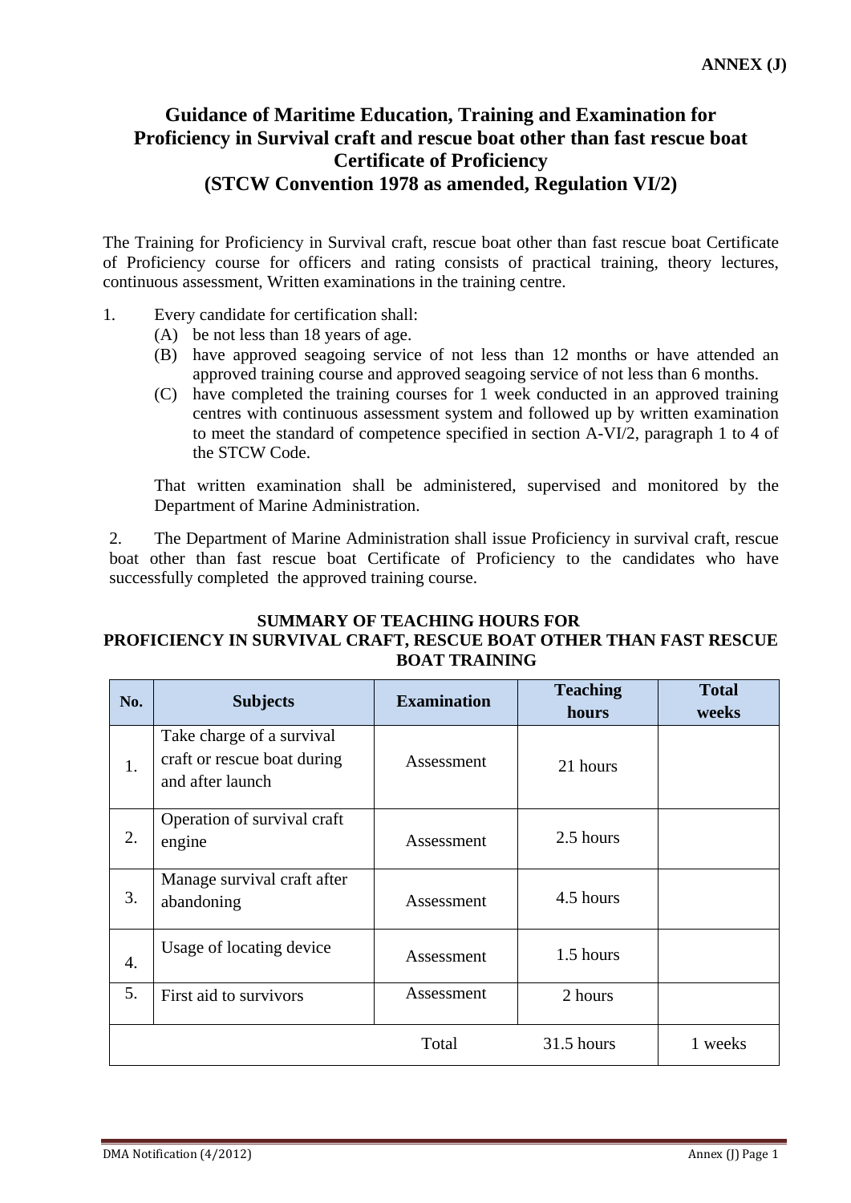**ANNEX (J)**

# Guidance of Maritime Education, Training and Examination for Proficiency in Survival craft and rescue boat other than fast rescue boat Certificate of Proficiency (STCW Convention 1978 as amended, Regulation VI/2)

The Training for Proficiency in Survival craft, rescue boat other than fast rescue boat Certificate of Proficiency course for officers and rating consists of practical training, theory lectures, continuous assessment, Written examinations in the training centre.

1. Every candidate for certification shall:
   - (A) be not less than 18 years of age.
   - (B) have approved seagoing service of not less than 12 months or have attended an approved training course and approved seagoing service of not less than 6 months.
   - (C) have completed the training courses for 1 week conducted in an approved training centres with continuous assessment system and followed up by written examination to meet the standard of competence specified in section A-VI/2, paragraph 1 to 4 of the STCW Code.

   That written examination shall be administered, supervised and monitored by the Department of Marine Administration.

2. The Department of Marine Administration shall issue Proficiency in survival craft, rescue boat other than fast rescue boat Certificate of Proficiency to the candidates who have successfully completed the approved training course.

**SUMMARY OF TEACHING HOURS FOR PROFICIENCY IN SURVIVAL CRAFT, RESCUE BOAT OTHER THAN FAST RESCUE BOAT TRAINING**

| No. | Subjects | Examination | Teaching hours | Total weeks |
|---|---|---|---|---|
| 1. | Take charge of a survival craft or rescue boat during and after launch | Assessment | 21 hours | |
| 2. | Operation of survival craft engine | Assessment | 2.5 hours | |
| 3. | Manage survival craft after abandoning | Assessment | 4.5 hours | |
| 4. | Usage of locating device | Assessment | 1.5 hours | |
| 5. | First aid to survivors | Assessment | 2 hours | |
| | | Total | 31.5 hours | 1 weeks |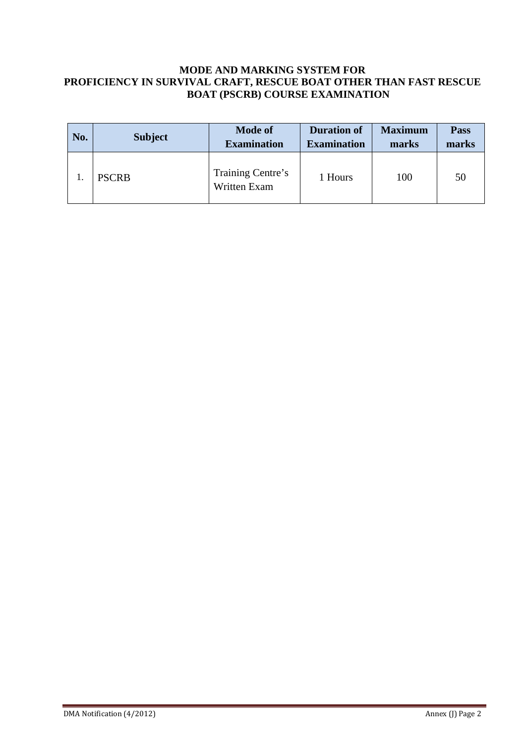## MODE AND MARKING SYSTEM FOR PROFICIENCY IN SURVIVAL CRAFT, RESCUE BOAT OTHER THAN FAST RESCUE BOAT (PSCRB) COURSE EXAMINATION

| No. | Subject | Mode of Examination | Duration of Examination | Maximum marks | Pass marks |
|---|---|---|---|---|---|
| 1. | PSCRB | Training Centre's Written Exam | 1 Hours | 100 | 50 |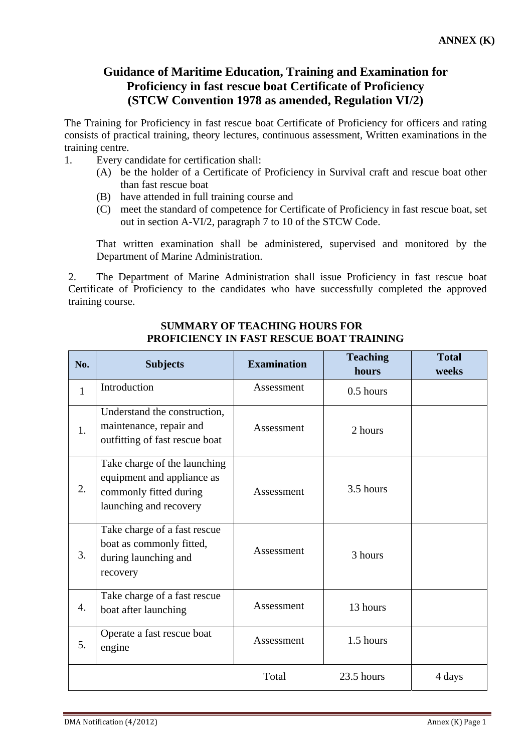**ANNEX (K)**

# Guidance of Maritime Education, Training and Examination for Proficiency in fast rescue boat Certificate of Proficiency (STCW Convention 1978 as amended, Regulation VI/2)

The Training for Proficiency in fast rescue boat Certificate of Proficiency for officers and rating consists of practical training, theory lectures, continuous assessment, Written examinations in the training centre.

1. Every candidate for certification shall:
   - (A) be the holder of a Certificate of Proficiency in Survival craft and rescue boat other than fast rescue boat
   - (B) have attended in full training course and
   - (C) meet the standard of competence for Certificate of Proficiency in fast rescue boat, set out in section A-VI/2, paragraph 7 to 10 of the STCW Code.

   That written examination shall be administered, supervised and monitored by the Department of Marine Administration.

2. The Department of Marine Administration shall issue Proficiency in fast rescue boat Certificate of Proficiency to the candidates who have successfully completed the approved training course.

## SUMMARY OF TEACHING HOURS FOR PROFICIENCY IN FAST RESCUE BOAT TRAINING

| No. | Subjects | Examination | Teaching hours | Total weeks |
|---|---|---|---|---|
| 1 | Introduction | Assessment | 0.5 hours | |
| 1. | Understand the construction, maintenance, repair and outfitting of fast rescue boat | Assessment | 2 hours | |
| 2. | Take charge of the launching equipment and appliance as commonly fitted during launching and recovery | Assessment | 3.5 hours | |
| 3. | Take charge of a fast rescue boat as commonly fitted, during launching and recovery | Assessment | 3 hours | |
| 4. | Take charge of a fast rescue boat after launching | Assessment | 13 hours | |
| 5. | Operate a fast rescue boat engine | Assessment | 1.5 hours | |
| | | Total | 23.5 hours | 4 days |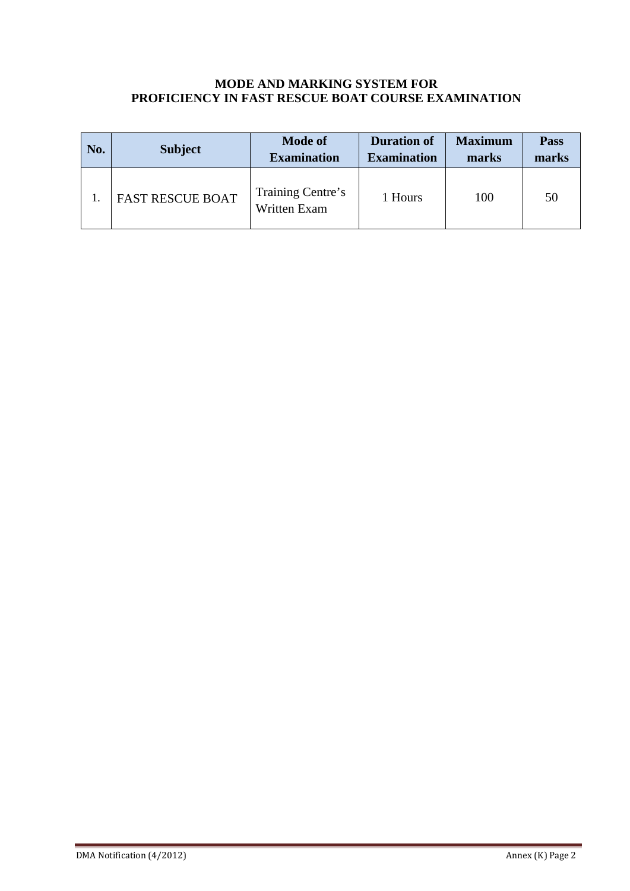**MODE AND MARKING SYSTEM FOR**
**PROFICIENCY IN FAST RESCUE BOAT COURSE EXAMINATION**

| No. | Subject | Mode of Examination | Duration of Examination | Maximum marks | Pass marks |
|---|---|---|---|---|---|
| 1. | FAST RESCUE BOAT | Training Centre's Written Exam | 1 Hours | 100 | 50 |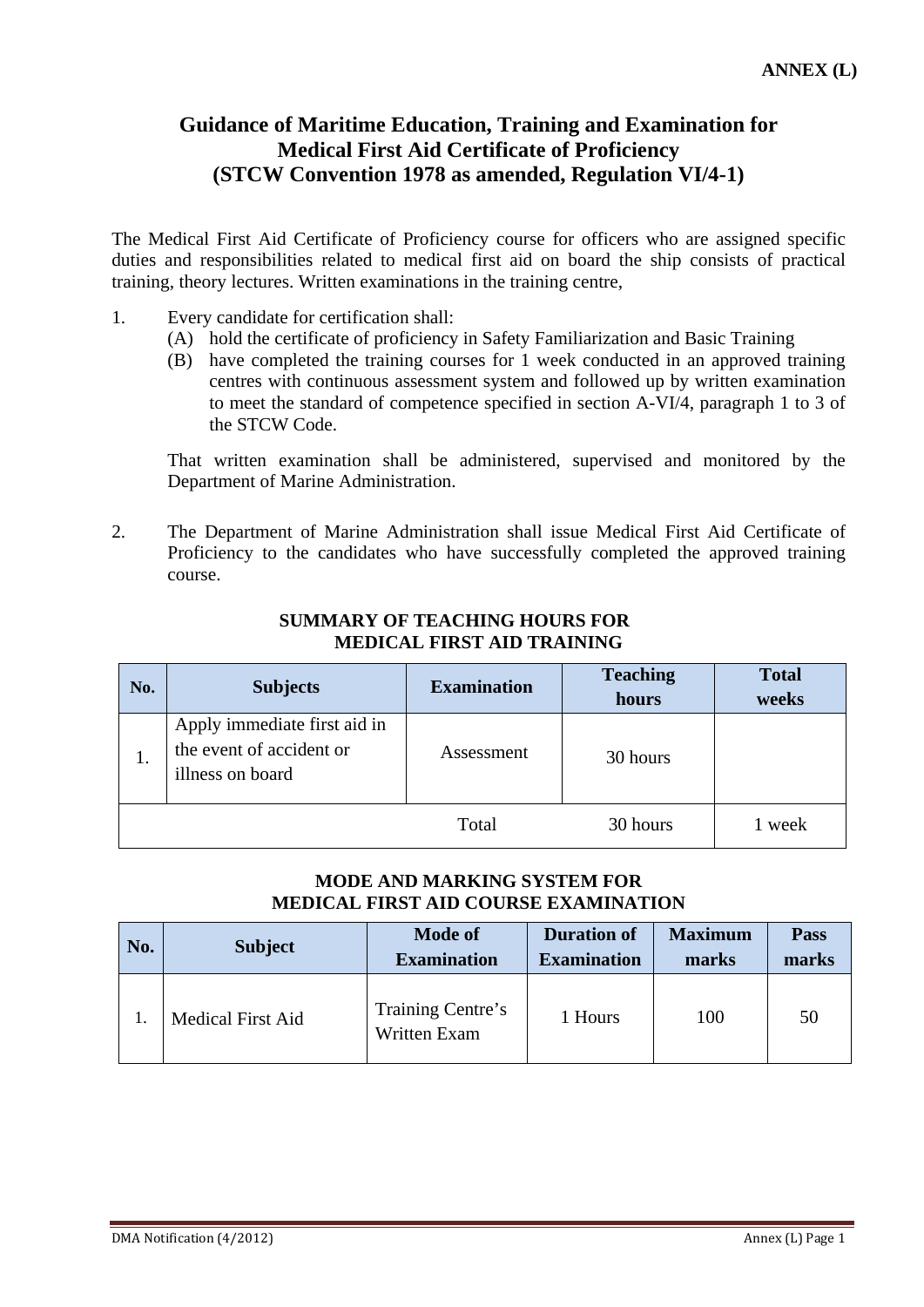**ANNEX (L)**

# Guidance of Maritime Education, Training and Examination for Medical First Aid Certificate of Proficiency (STCW Convention 1978 as amended, Regulation VI/4-1)

The Medical First Aid Certificate of Proficiency course for officers who are assigned specific duties and responsibilities related to medical first aid on board the ship consists of practical training, theory lectures. Written examinations in the training centre,

1. Every candidate for certification shall:
   (A) hold the certificate of proficiency in Safety Familiarization and Basic Training
   (B) have completed the training courses for 1 week conducted in an approved training centres with continuous assessment system and followed up by written examination to meet the standard of competence specified in section A-VI/4, paragraph 1 to 3 of the STCW Code.

   That written examination shall be administered, supervised and monitored by the Department of Marine Administration.

2. The Department of Marine Administration shall issue Medical First Aid Certificate of Proficiency to the candidates who have successfully completed the approved training course.

### SUMMARY OF TEACHING HOURS FOR MEDICAL FIRST AID TRAINING

| No. | Subjects | Examination | Teaching hours | Total weeks |
|---|---|---|---|---|
| 1. | Apply immediate first aid in the event of accident or illness on board | Assessment | 30 hours | |
| | | Total | 30 hours | 1 week |

### MODE AND MARKING SYSTEM FOR MEDICAL FIRST AID COURSE EXAMINATION

| No. | Subject | Mode of Examination | Duration of Examination | Maximum marks | Pass marks |
|---|---|---|---|---|---|
| 1. | Medical First Aid | Training Centre's Written Exam | 1 Hours | 100 | 50 |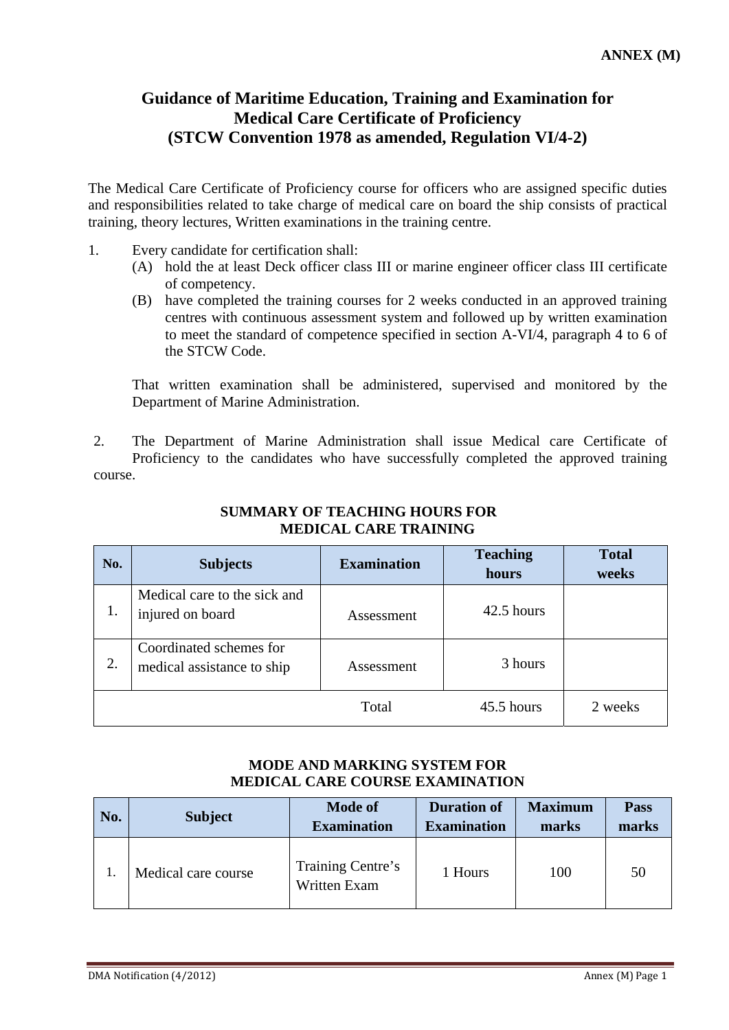**ANNEX (M)**

# Guidance of Maritime Education, Training and Examination for Medical Care Certificate of Proficiency (STCW Convention 1978 as amended, Regulation VI/4-2)

The Medical Care Certificate of Proficiency course for officers who are assigned specific duties and responsibilities related to take charge of medical care on board the ship consists of practical training, theory lectures, Written examinations in the training centre.

1. Every candidate for certification shall:
   (A) hold the at least Deck officer class III or marine engineer officer class III certificate of competency.
   (B) have completed the training courses for 2 weeks conducted in an approved training centres with continuous assessment system and followed up by written examination to meet the standard of competence specified in section A-VI/4, paragraph 4 to 6 of the STCW Code.

   That written examination shall be administered, supervised and monitored by the Department of Marine Administration.

2. The Department of Marine Administration shall issue Medical care Certificate of Proficiency to the candidates who have successfully completed the approved training course.

### SUMMARY OF TEACHING HOURS FOR MEDICAL CARE TRAINING

| No. | Subjects | Examination | Teaching hours | Total weeks |
|---|---|---|---|---|
| 1. | Medical care to the sick and injured on board | Assessment | 42.5 hours | |
| 2. | Coordinated schemes for medical assistance to ship | Assessment | 3 hours | |
| | | Total | 45.5 hours | 2 weeks |

### MODE AND MARKING SYSTEM FOR MEDICAL CARE COURSE EXAMINATION

| No. | Subject | Mode of Examination | Duration of Examination | Maximum marks | Pass marks |
|---|---|---|---|---|---|
| 1. | Medical care course | Training Centre's Written Exam | 1 Hours | 100 | 50 |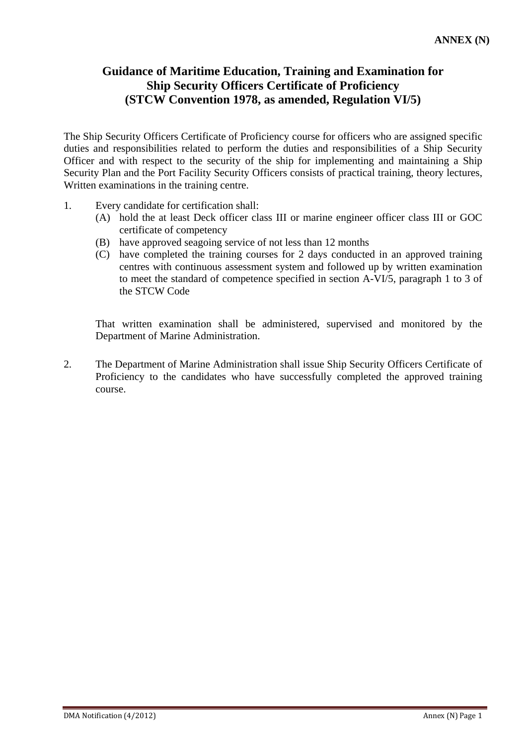**ANNEX (N)**

# Guidance of Maritime Education, Training and Examination for Ship Security Officers Certificate of Proficiency (STCW Convention 1978, as amended, Regulation VI/5)

The Ship Security Officers Certificate of Proficiency course for officers who are assigned specific duties and responsibilities related to perform the duties and responsibilities of a Ship Security Officer and with respect to the security of the ship for implementing and maintaining a Ship Security Plan and the Port Facility Security Officers consists of practical training, theory lectures, Written examinations in the training centre.

1. Every candidate for certification shall:
   - (A) hold the at least Deck officer class III or marine engineer officer class III or GOC certificate of competency
   - (B) have approved seagoing service of not less than 12 months
   - (C) have completed the training courses for 2 days conducted in an approved training centres with continuous assessment system and followed up by written examination to meet the standard of competence specified in section A-VI/5, paragraph 1 to 3 of the STCW Code

   That written examination shall be administered, supervised and monitored by the Department of Marine Administration.

2. The Department of Marine Administration shall issue Ship Security Officers Certificate of Proficiency to the candidates who have successfully completed the approved training course.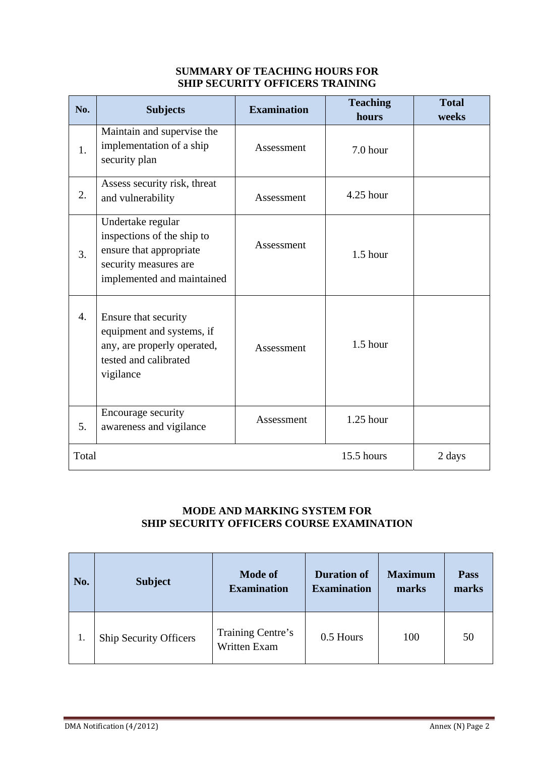## SUMMARY OF TEACHING HOURS FOR SHIP SECURITY OFFICERS TRAINING

| No. | Subjects | Examination | Teaching hours | Total weeks |
|---|---|---|---|---|
| 1. | Maintain and supervise the implementation of a ship security plan | Assessment | 7.0 hour | |
| 2. | Assess security risk, threat and vulnerability | Assessment | 4.25 hour | |
| 3. | Undertake regular inspections of the ship to ensure that appropriate security measures are implemented and maintained | Assessment | 1.5 hour | |
| 4. | Ensure that security equipment and systems, if any, are properly operated, tested and calibrated vigilance | Assessment | 1.5 hour | |
| 5. | Encourage security awareness and vigilance | Assessment | 1.25 hour | |
| Total | | | 15.5 hours | 2 days |

## MODE AND MARKING SYSTEM FOR SHIP SECURITY OFFICERS COURSE EXAMINATION

| No. | Subject | Mode of Examination | Duration of Examination | Maximum marks | Pass marks |
|---|---|---|---|---|---|
| 1. | Ship Security Officers | Training Centre's Written Exam | 0.5 Hours | 100 | 50 |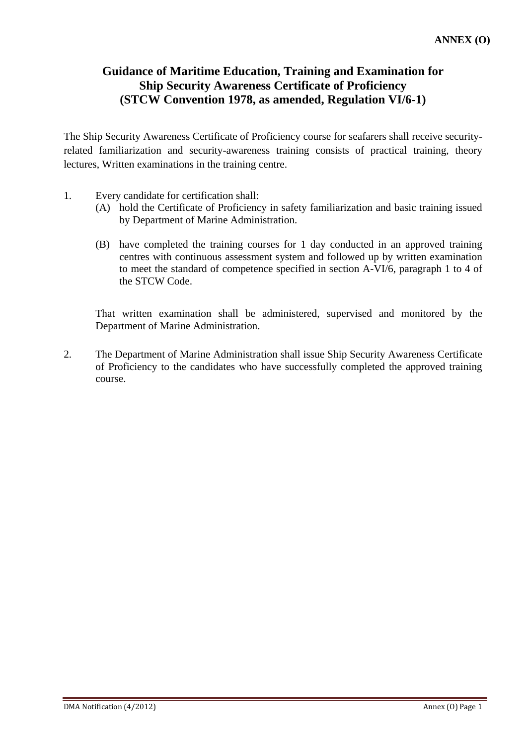**ANNEX (O)**

# Guidance of Maritime Education, Training and Examination for Ship Security Awareness Certificate of Proficiency (STCW Convention 1978, as amended, Regulation VI/6-1)

The Ship Security Awareness Certificate of Proficiency course for seafarers shall receive security-related familiarization and security-awareness training consists of practical training, theory lectures, Written examinations in the training centre.

1. Every candidate for certification shall:
   (A) hold the Certificate of Proficiency in safety familiarization and basic training issued by Department of Marine Administration.

   (B) have completed the training courses for 1 day conducted in an approved training centres with continuous assessment system and followed up by written examination to meet the standard of competence specified in section A-VI/6, paragraph 1 to 4 of the STCW Code.

   That written examination shall be administered, supervised and monitored by the Department of Marine Administration.

2. The Department of Marine Administration shall issue Ship Security Awareness Certificate of Proficiency to the candidates who have successfully completed the approved training course.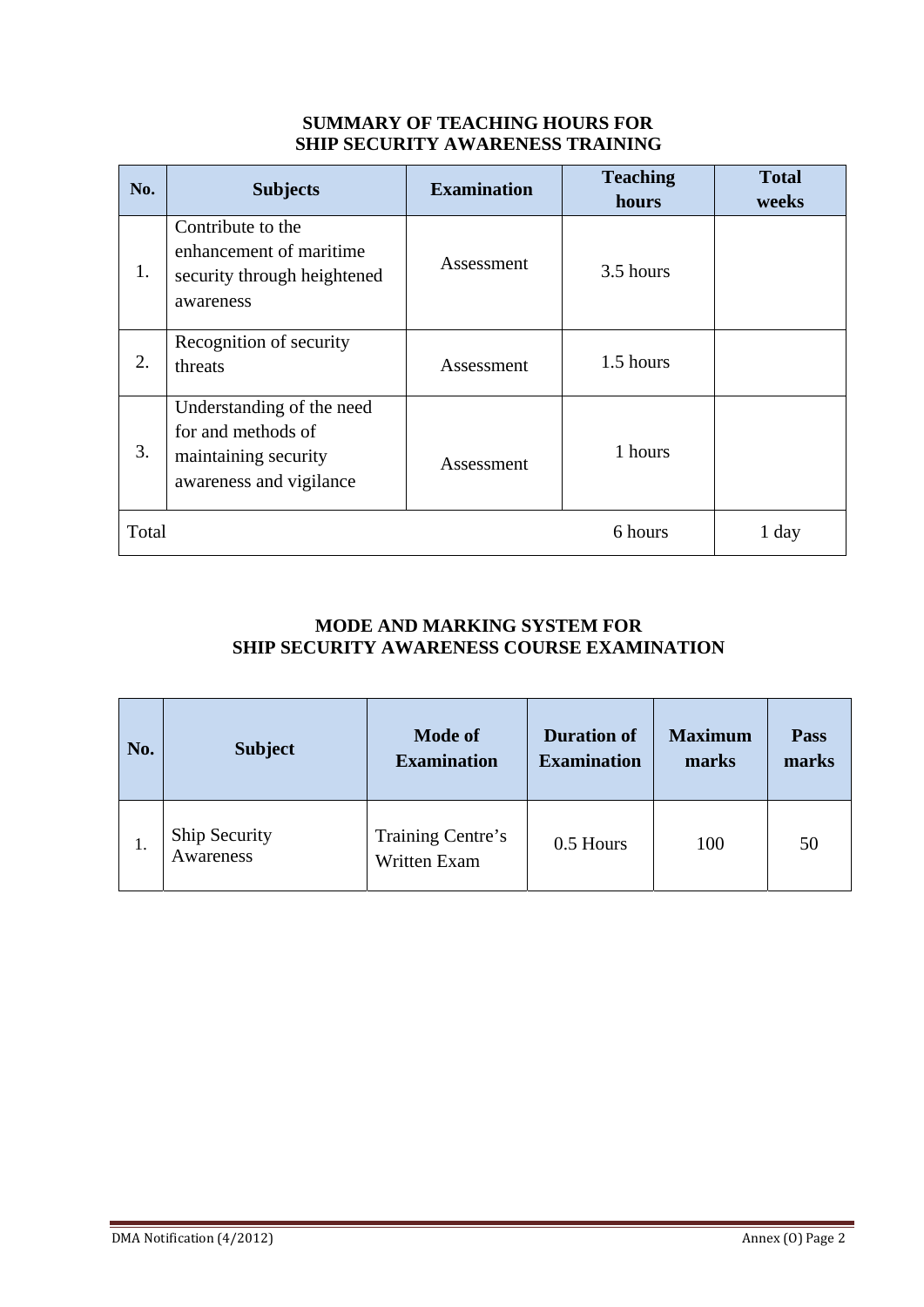**SUMMARY OF TEACHING HOURS FOR SHIP SECURITY AWARENESS TRAINING**

| No. | Subjects | Examination | Teaching hours | Total weeks |
|---|---|---|---|---|
| 1. | Contribute to the enhancement of maritime security through heightened awareness | Assessment | 3.5 hours | |
| 2. | Recognition of security threats | Assessment | 1.5 hours | |
| 3. | Understanding of the need for and methods of maintaining security awareness and vigilance | Assessment | 1 hours | |
| Total | | | 6 hours | 1 day |

**MODE AND MARKING SYSTEM FOR SHIP SECURITY AWARENESS COURSE EXAMINATION**

| No. | Subject | Mode of Examination | Duration of Examination | Maximum marks | Pass marks |
|---|---|---|---|---|---|
| 1. | Ship Security Awareness | Training Centre's Written Exam | 0.5 Hours | 100 | 50 |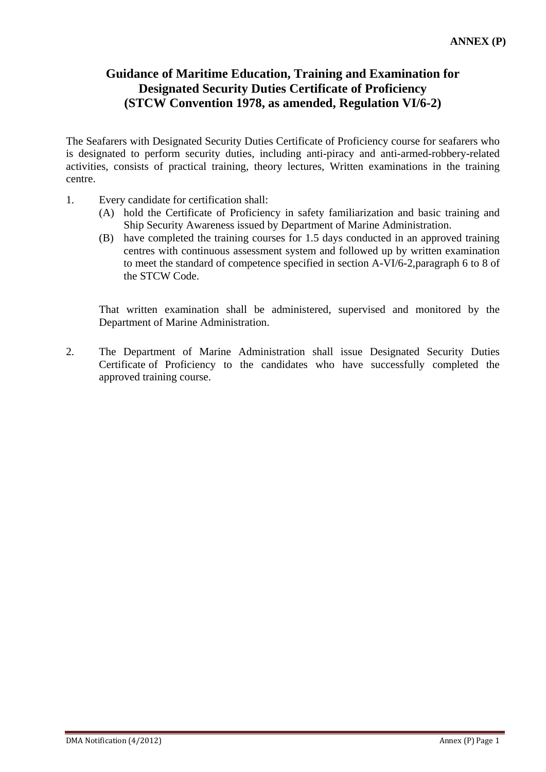**ANNEX (P)**

# Guidance of Maritime Education, Training and Examination for Designated Security Duties Certificate of Proficiency (STCW Convention 1978, as amended, Regulation VI/6-2)

The Seafarers with Designated Security Duties Certificate of Proficiency course for seafarers who is designated to perform security duties, including anti-piracy and anti-armed-robbery-related activities, consists of practical training, theory lectures, Written examinations in the training centre.

1. Every candidate for certification shall:
   (A) hold the Certificate of Proficiency in safety familiarization and basic training and Ship Security Awareness issued by Department of Marine Administration.
   (B) have completed the training courses for 1.5 days conducted in an approved training centres with continuous assessment system and followed up by written examination to meet the standard of competence specified in section A-VI/6-2,paragraph 6 to 8 of the STCW Code.

   That written examination shall be administered, supervised and monitored by the Department of Marine Administration.

2. The Department of Marine Administration shall issue Designated Security Duties Certificate of Proficiency to the candidates who have successfully completed the approved training course.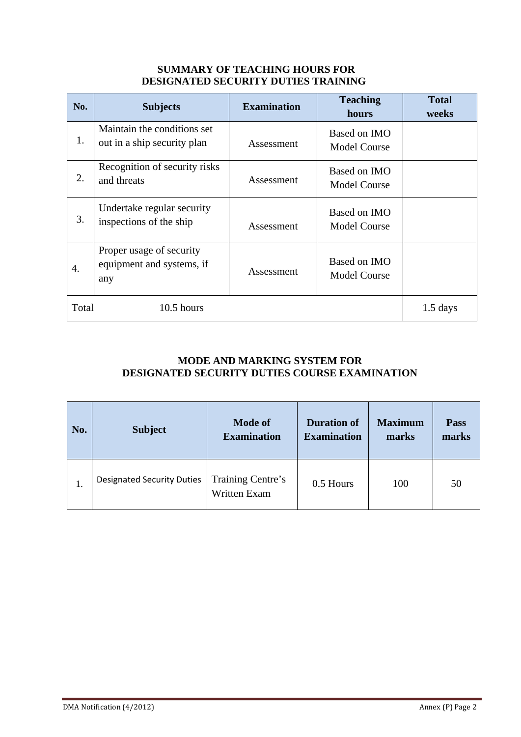**SUMMARY OF TEACHING HOURS FOR DESIGNATED SECURITY DUTIES TRAINING**

| No. | Subjects | Examination | Teaching hours | Total weeks |
|---|---|---|---|---|
| 1. | Maintain the conditions set out in a ship security plan | Assessment | Based on IMO Model Course | |
| 2. | Recognition of security risks and threats | Assessment | Based on IMO Model Course | |
| 3. | Undertake regular security inspections of the ship | Assessment | Based on IMO Model Course | |
| 4. | Proper usage of security equipment and systems, if any | Assessment | Based on IMO Model Course | |
| Total | 10.5 hours | | | 1.5 days |

**MODE AND MARKING SYSTEM FOR DESIGNATED SECURITY DUTIES COURSE EXAMINATION**

| No. | Subject | Mode of Examination | Duration of Examination | Maximum marks | Pass marks |
|---|---|---|---|---|---|
| 1. | Designated Security Duties | Training Centre's Written Exam | 0.5 Hours | 100 | 50 |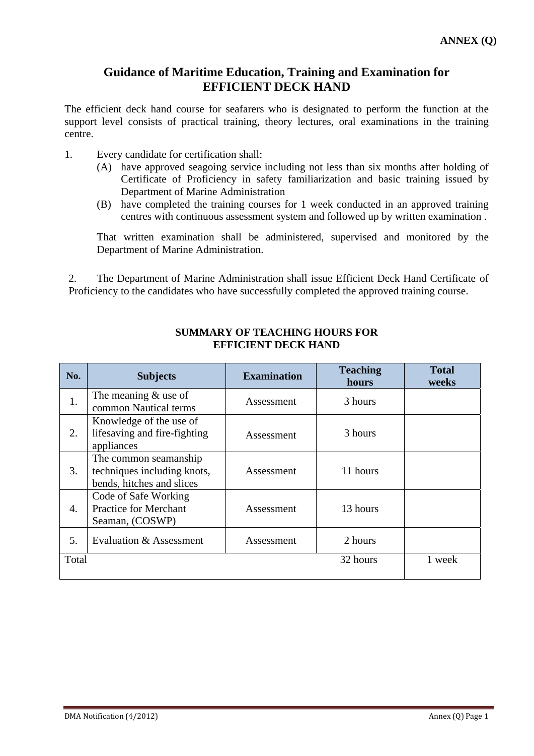**ANNEX (Q)**

# Guidance of Maritime Education, Training and Examination for EFFICIENT DECK HAND

The efficient deck hand course for seafarers who is designated to perform the function at the support level consists of practical training, theory lectures, oral examinations in the training centre.

1. Every candidate for certification shall:
   - (A) have approved seagoing service including not less than six months after holding of Certificate of Proficiency in safety familiarization and basic training issued by Department of Marine Administration
   - (B) have completed the training courses for 1 week conducted in an approved training centres with continuous assessment system and followed up by written examination .

   That written examination shall be administered, supervised and monitored by the Department of Marine Administration.

2. The Department of Marine Administration shall issue Efficient Deck Hand Certificate of Proficiency to the candidates who have successfully completed the approved training course.

## SUMMARY OF TEACHING HOURS FOR EFFICIENT DECK HAND

| No. | Subjects | Examination | Teaching hours | Total weeks |
|---|---|---|---|---|
| 1. | The meaning & use of common Nautical terms | Assessment | 3 hours | |
| 2. | Knowledge of the use of lifesaving and fire-fighting appliances | Assessment | 3 hours | |
| 3. | The common seamanship techniques including knots, bends, hitches and slices | Assessment | 11 hours | |
| 4. | Code of Safe Working Practice for Merchant Seaman, (COSWP) | Assessment | 13 hours | |
| 5. | Evaluation & Assessment | Assessment | 2 hours | |
| Total | | | 32 hours | 1 week |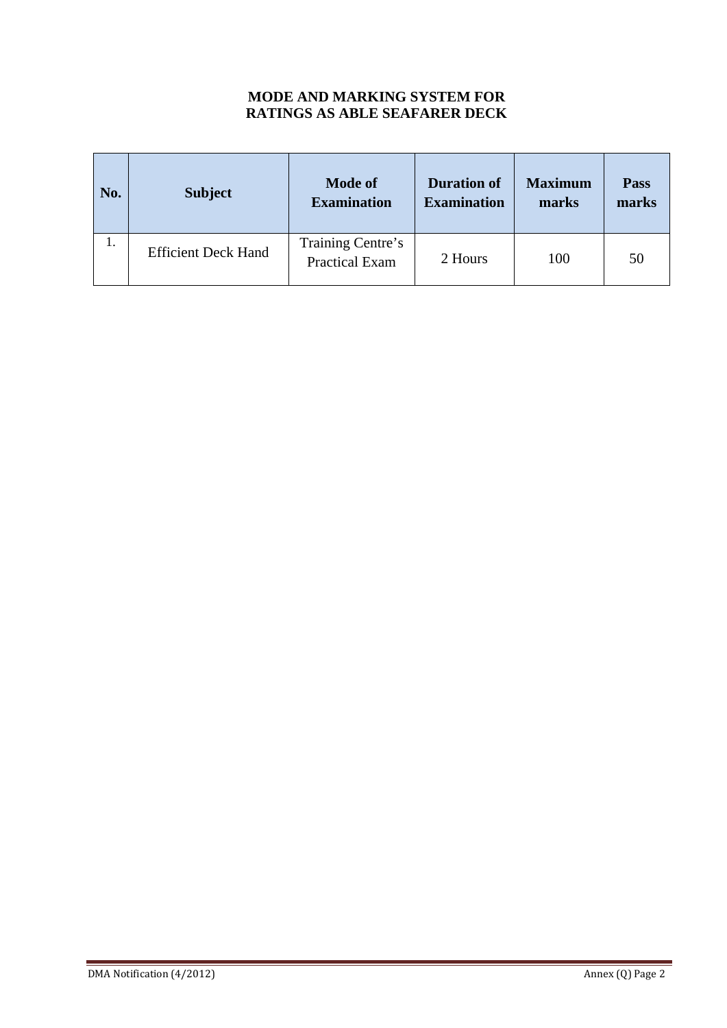## MODE AND MARKING SYSTEM FOR RATINGS AS ABLE SEAFARER DECK

| No. | Subject | Mode of Examination | Duration of Examination | Maximum marks | Pass marks |
|---|---|---|---|---|---|
| 1. | Efficient Deck Hand | Training Centre's Practical Exam | 2 Hours | 100 | 50 |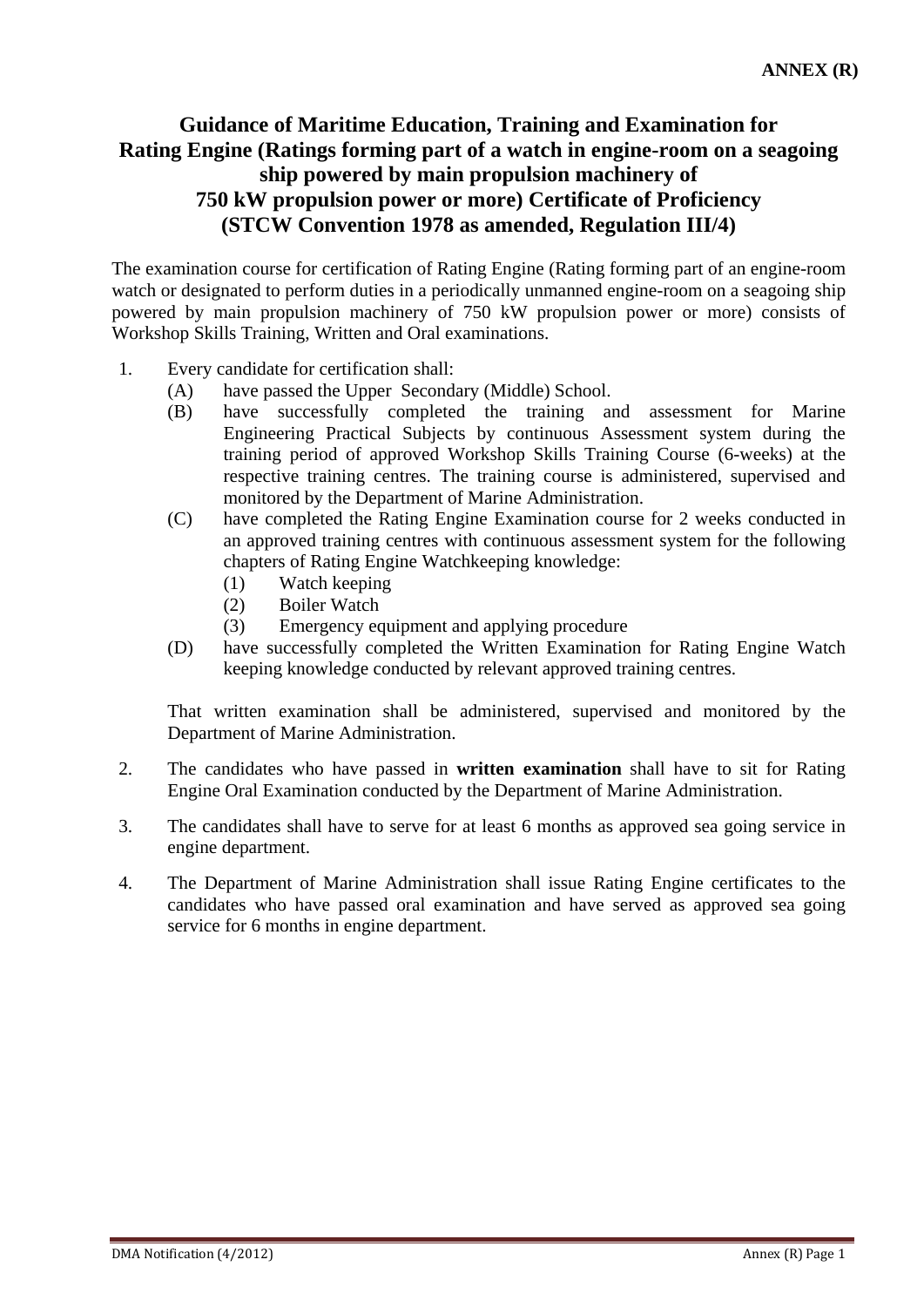**ANNEX (R)**

# Guidance of Maritime Education, Training and Examination for Rating Engine (Ratings forming part of a watch in engine-room on a seagoing ship powered by main propulsion machinery of 750 kW propulsion power or more) Certificate of Proficiency (STCW Convention 1978 as amended, Regulation III/4)

The examination course for certification of Rating Engine (Rating forming part of an engine-room watch or designated to perform duties in a periodically unmanned engine-room on a seagoing ship powered by main propulsion machinery of 750 kW propulsion power or more) consists of Workshop Skills Training, Written and Oral examinations.

1. Every candidate for certification shall:
   - (A) have passed the Upper Secondary (Middle) School.
   - (B) have successfully completed the training and assessment for Marine Engineering Practical Subjects by continuous Assessment system during the training period of approved Workshop Skills Training Course (6-weeks) at the respective training centres. The training course is administered, supervised and monitored by the Department of Marine Administration.
   - (C) have completed the Rating Engine Examination course for 2 weeks conducted in an approved training centres with continuous assessment system for the following chapters of Rating Engine Watchkeeping knowledge:
     - (1) Watch keeping
     - (2) Boiler Watch
     - (3) Emergency equipment and applying procedure
   - (D) have successfully completed the Written Examination for Rating Engine Watch keeping knowledge conducted by relevant approved training centres.

   That written examination shall be administered, supervised and monitored by the Department of Marine Administration.

2. The candidates who have passed in **written examination** shall have to sit for Rating Engine Oral Examination conducted by the Department of Marine Administration.

3. The candidates shall have to serve for at least 6 months as approved sea going service in engine department.

4. The Department of Marine Administration shall issue Rating Engine certificates to the candidates who have passed oral examination and have served as approved sea going service for 6 months in engine department.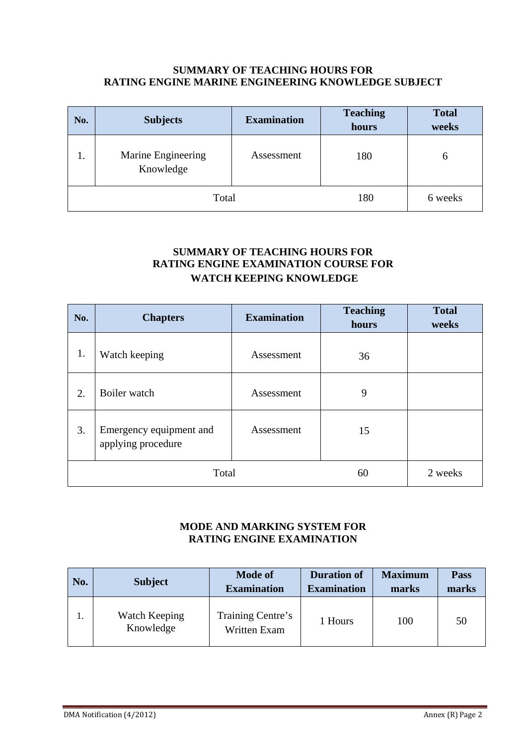## SUMMARY OF TEACHING HOURS FOR RATING ENGINE MARINE ENGINEERING KNOWLEDGE SUBJECT

| No. | Subjects | Examination | Teaching hours | Total weeks |
|---|---|---|---|---|
| 1. | Marine Engineering Knowledge | Assessment | 180 | 6 |
| Total | | | 180 | 6 weeks |

## SUMMARY OF TEACHING HOURS FOR RATING ENGINE EXAMINATION COURSE FOR WATCH KEEPING KNOWLEDGE

| No. | Chapters | Examination | Teaching hours | Total weeks |
|---|---|---|---|---|
| 1. | Watch keeping | Assessment | 36 | |
| 2. | Boiler watch | Assessment | 9 | |
| 3. | Emergency equipment and applying procedure | Assessment | 15 | |
| Total | | | 60 | 2 weeks |

## MODE AND MARKING SYSTEM FOR RATING ENGINE EXAMINATION

| No. | Subject | Mode of Examination | Duration of Examination | Maximum marks | Pass marks |
|---|---|---|---|---|---|
| 1. | Watch Keeping Knowledge | Training Centre's Written Exam | 1 Hours | 100 | 50 |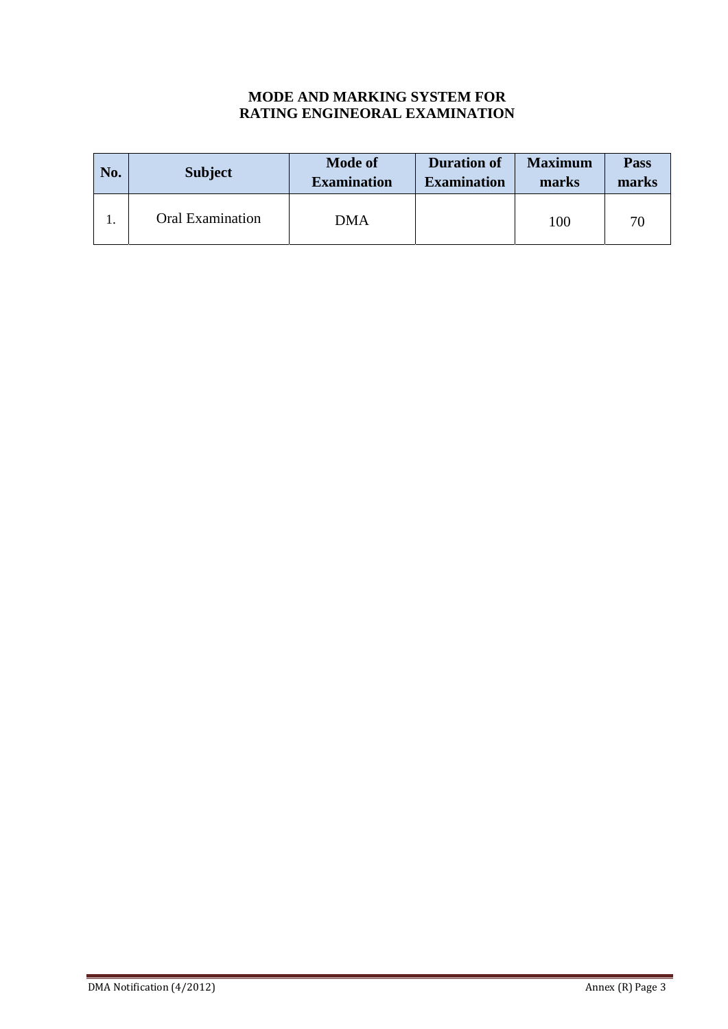# MODE AND MARKING SYSTEM FOR RATING ENGINEORAL EXAMINATION

| No. | Subject | Mode of Examination | Duration of Examination | Maximum marks | Pass marks |
|---|---|---|---|---|---|
| 1. | Oral Examination | DMA | | 100 | 70 |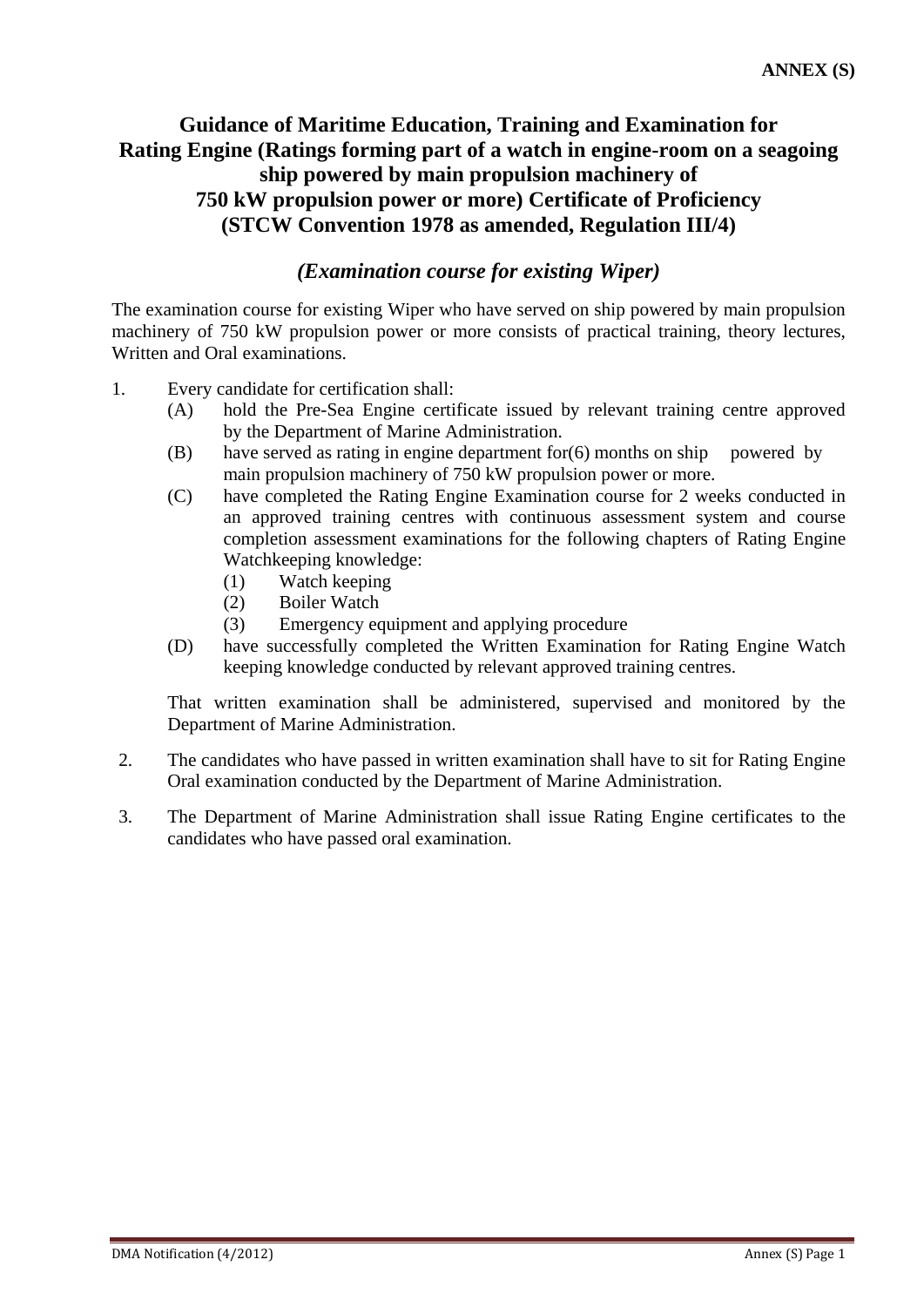**ANNEX (S)**

# Guidance of Maritime Education, Training and Examination for Rating Engine (Ratings forming part of a watch in engine-room on a seagoing ship powered by main propulsion machinery of 750 kW propulsion power or more) Certificate of Proficiency (STCW Convention 1978 as amended, Regulation III/4)

## *(Examination course for existing Wiper)*

The examination course for existing Wiper who have served on ship powered by main propulsion machinery of 750 kW propulsion power or more consists of practical training, theory lectures, Written and Oral examinations.

1. Every candidate for certification shall:
   - (A) hold the Pre-Sea Engine certificate issued by relevant training centre approved by the Department of Marine Administration.
   - (B) have served as rating in engine department for(6) months on ship powered by main propulsion machinery of 750 kW propulsion power or more.
   - (C) have completed the Rating Engine Examination course for 2 weeks conducted in an approved training centres with continuous assessment system and course completion assessment examinations for the following chapters of Rating Engine Watchkeeping knowledge:
     - (1) Watch keeping
     - (2) Boiler Watch
     - (3) Emergency equipment and applying procedure
   - (D) have successfully completed the Written Examination for Rating Engine Watch keeping knowledge conducted by relevant approved training centres.

   That written examination shall be administered, supervised and monitored by the Department of Marine Administration.

2. The candidates who have passed in written examination shall have to sit for Rating Engine Oral examination conducted by the Department of Marine Administration.

3. The Department of Marine Administration shall issue Rating Engine certificates to the candidates who have passed oral examination.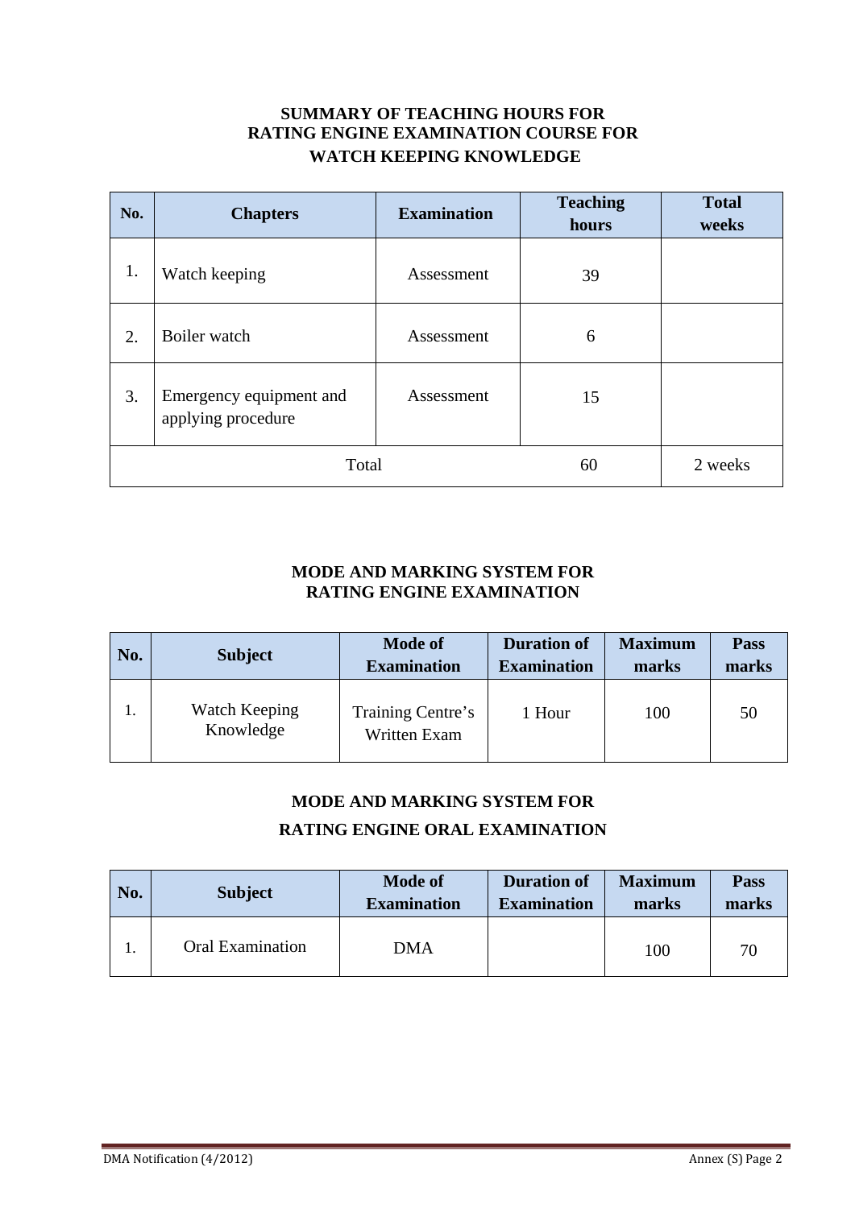## SUMMARY OF TEACHING HOURS FOR RATING ENGINE EXAMINATION COURSE FOR WATCH KEEPING KNOWLEDGE

| No. | Chapters | Examination | Teaching hours | Total weeks |
|---|---|---|---|---|
| 1. | Watch keeping | Assessment | 39 | |
| 2. | Boiler watch | Assessment | 6 | |
| 3. | Emergency equipment and applying procedure | Assessment | 15 | |
| | Total | | 60 | 2 weeks |

## MODE AND MARKING SYSTEM FOR RATING ENGINE EXAMINATION

| No. | Subject | Mode of Examination | Duration of Examination | Maximum marks | Pass marks |
|---|---|---|---|---|---|
| 1. | Watch Keeping Knowledge | Training Centre's Written Exam | 1 Hour | 100 | 50 |

## MODE AND MARKING SYSTEM FOR RATING ENGINE ORAL EXAMINATION

| No. | Subject | Mode of Examination | Duration of Examination | Maximum marks | Pass marks |
|---|---|---|---|---|---|
| 1. | Oral Examination | DMA | | 100 | 70 |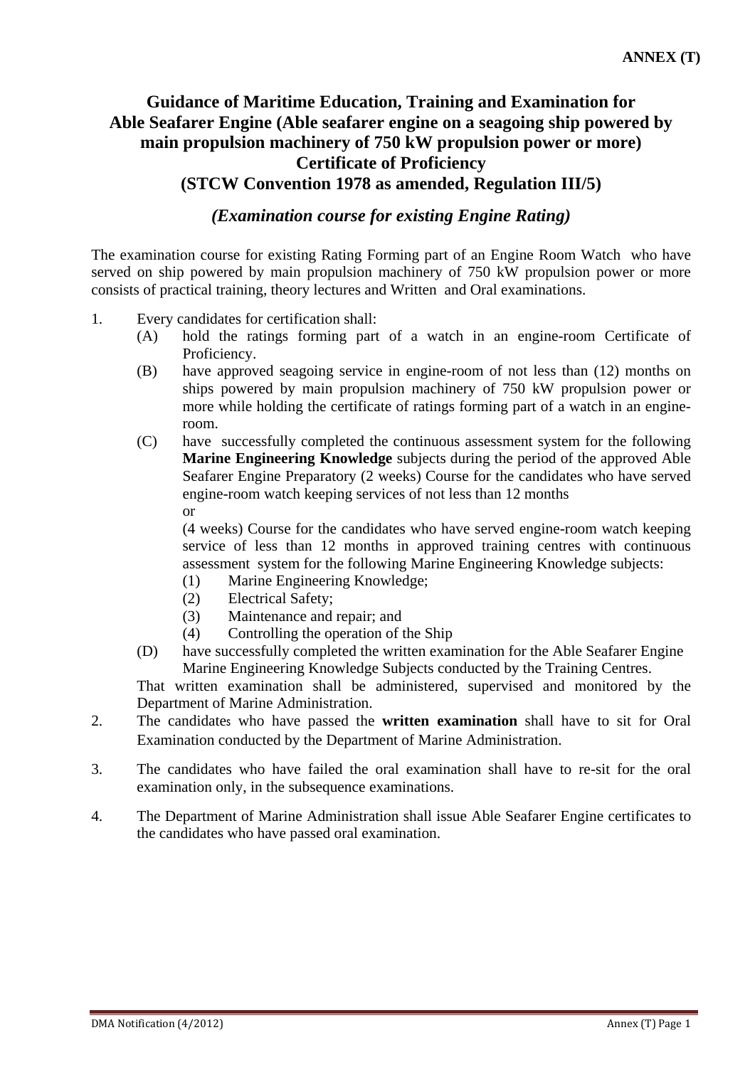**ANNEX (T)**

# Guidance of Maritime Education, Training and Examination for Able Seafarer Engine (Able seafarer engine on a seagoing ship powered by main propulsion machinery of 750 kW propulsion power or more) Certificate of Proficiency (STCW Convention 1978 as amended, Regulation III/5)

## *(Examination course for existing Engine Rating)*

The examination course for existing Rating Forming part of an Engine Room Watch who have served on ship powered by main propulsion machinery of 750 kW propulsion power or more consists of practical training, theory lectures and Written and Oral examinations.

1. Every candidates for certification shall:
   - (A) hold the ratings forming part of a watch in an engine-room Certificate of Proficiency.
   - (B) have approved seagoing service in engine-room of not less than (12) months on ships powered by main propulsion machinery of 750 kW propulsion power or more while holding the certificate of ratings forming part of a watch in an engine-room.
   - (C) have successfully completed the continuous assessment system for the following **Marine Engineering Knowledge** subjects during the period of the approved Able Seafarer Engine Preparatory (2 weeks) Course for the candidates who have served engine-room watch keeping services of not less than 12 months

     or

     (4 weeks) Course for the candidates who have served engine-room watch keeping service of less than 12 months in approved training centres with continuous assessment system for the following Marine Engineering Knowledge subjects:
     - (1) Marine Engineering Knowledge;
     - (2) Electrical Safety;
     - (3) Maintenance and repair; and
     - (4) Controlling the operation of the Ship
   - (D) have successfully completed the written examination for the Able Seafarer Engine Marine Engineering Knowledge Subjects conducted by the Training Centres.

   That written examination shall be administered, supervised and monitored by the Department of Marine Administration.

2. The candidates who have passed the **written examination** shall have to sit for Oral Examination conducted by the Department of Marine Administration.

3. The candidates who have failed the oral examination shall have to re-sit for the oral examination only, in the subsequence examinations.

4. The Department of Marine Administration shall issue Able Seafarer Engine certificates to the candidates who have passed oral examination.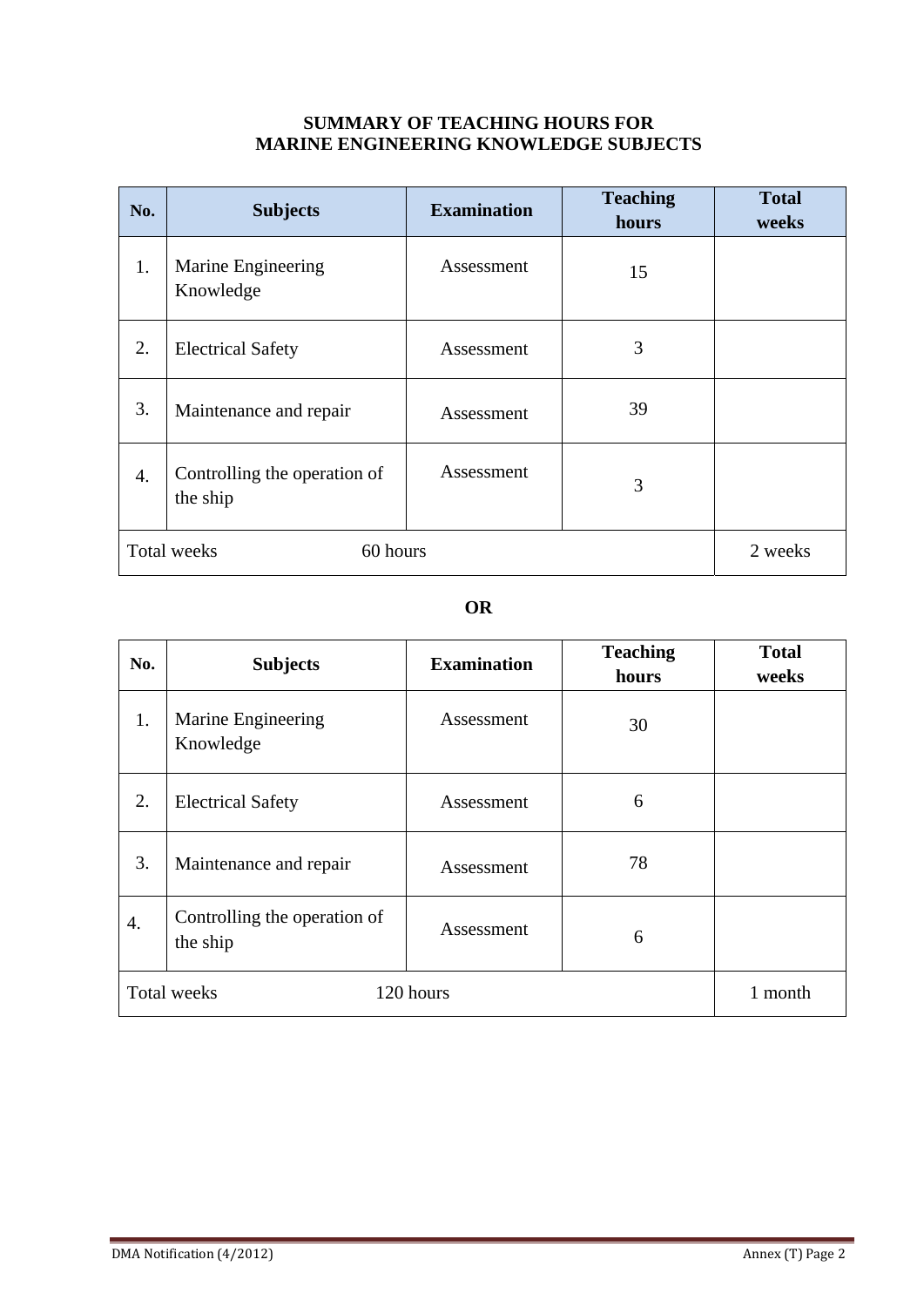## SUMMARY OF TEACHING HOURS FOR MARINE ENGINEERING KNOWLEDGE SUBJECTS

| No. | Subjects | Examination | Teaching hours | Total weeks |
|---|---|---|---|---|
| 1. | Marine Engineering Knowledge | Assessment | 15 | |
| 2. | Electrical Safety | Assessment | 3 | |
| 3. | Maintenance and repair | Assessment | 39 | |
| 4. | Controlling the operation of the ship | Assessment | 3 | |
| Total weeks | 60 hours | | | 2 weeks |

**OR**

| No. | Subjects | Examination | Teaching hours | Total weeks |
|---|---|---|---|---|
| 1. | Marine Engineering Knowledge | Assessment | 30 | |
| 2. | Electrical Safety | Assessment | 6 | |
| 3. | Maintenance and repair | Assessment | 78 | |
| 4. | Controlling the operation of the ship | Assessment | 6 | |
| Total weeks | 120 hours | | | 1 month |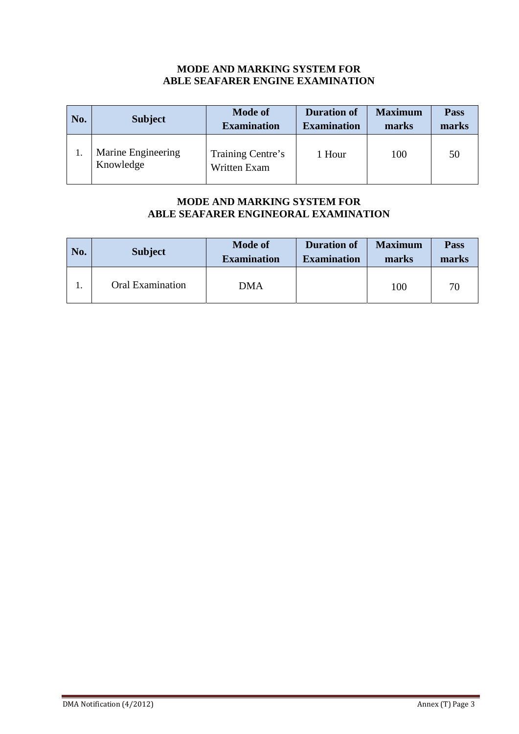**MODE AND MARKING SYSTEM FOR ABLE SEAFARER ENGINE EXAMINATION**

| No. | Subject | Mode of Examination | Duration of Examination | Maximum marks | Pass marks |
|---|---|---|---|---|---|
| 1. | Marine Engineering Knowledge | Training Centre's Written Exam | 1 Hour | 100 | 50 |

**MODE AND MARKING SYSTEM FOR ABLE SEAFARER ENGINEORAL EXAMINATION**

| No. | Subject | Mode of Examination | Duration of Examination | Maximum marks | Pass marks |
|---|---|---|---|---|---|
| 1. | Oral Examination | DMA | | 100 | 70 |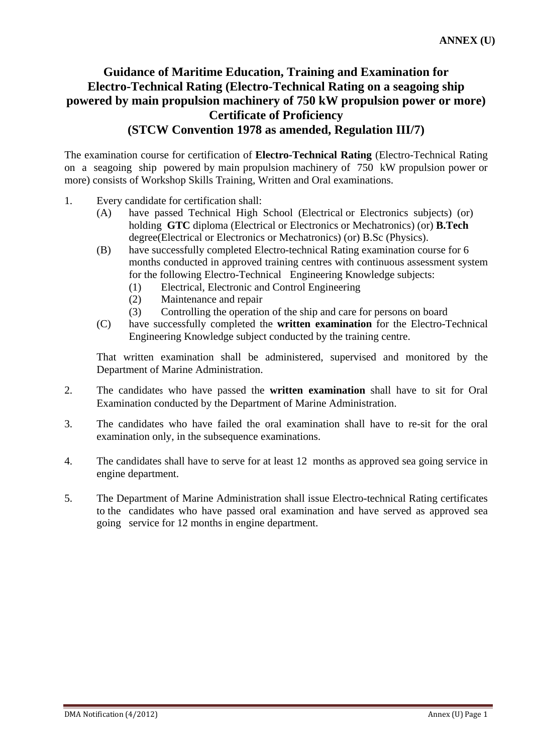**ANNEX (U)**

# Guidance of Maritime Education, Training and Examination for Electro-Technical Rating (Electro-Technical Rating on a seagoing ship powered by main propulsion machinery of 750 kW propulsion power or more) Certificate of Proficiency (STCW Convention 1978 as amended, Regulation III/7)

The examination course for certification of **Electro-Technical Rating** (Electro-Technical Rating on a seagoing ship powered by main propulsion machinery of 750 kW propulsion power or more) consists of Workshop Skills Training, Written and Oral examinations.

1. Every candidate for certification shall:
   - (A) have passed Technical High School (Electrical or Electronics subjects) (or) holding **GTC** diploma (Electrical or Electronics or Mechatronics) (or) **B.Tech** degree(Electrical or Electronics or Mechatronics) (or) B.Sc (Physics).
   - (B) have successfully completed Electro-technical Rating examination course for 6 months conducted in approved training centres with continuous assessment system for the following Electro-Technical Engineering Knowledge subjects:
     - (1) Electrical, Electronic and Control Engineering
     - (2) Maintenance and repair
     - (3) Controlling the operation of the ship and care for persons on board
   - (C) have successfully completed the **written examination** for the Electro-Technical Engineering Knowledge subject conducted by the training centre.

   That written examination shall be administered, supervised and monitored by the Department of Marine Administration.

2. The candidates who have passed the **written examination** shall have to sit for Oral Examination conducted by the Department of Marine Administration.

3. The candidates who have failed the oral examination shall have to re-sit for the oral examination only, in the subsequence examinations.

4. The candidates shall have to serve for at least 12 months as approved sea going service in engine department.

5. The Department of Marine Administration shall issue Electro-technical Rating certificates to the candidates who have passed oral examination and have served as approved sea going service for 12 months in engine department.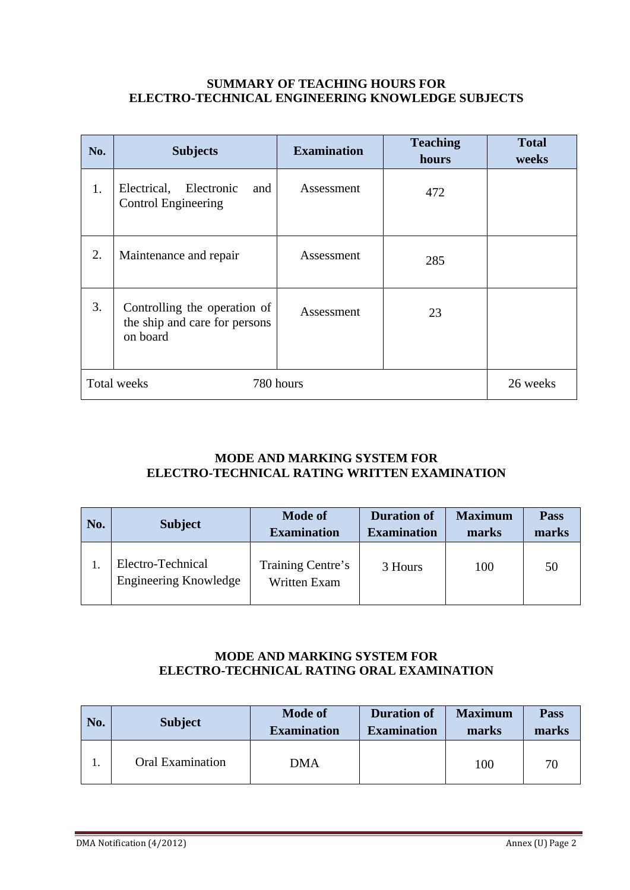## SUMMARY OF TEACHING HOURS FOR ELECTRO-TECHNICAL ENGINEERING KNOWLEDGE SUBJECTS

| No. | Subjects | Examination | Teaching hours | Total weeks |
|---|---|---|---|---|
| 1. | Electrical, Electronic and Control Engineering | Assessment | 472 | |
| 2. | Maintenance and repair | Assessment | 285 | |
| 3. | Controlling the operation of the ship and care for persons on board | Assessment | 23 | |
| Total weeks | | 780 hours | | 26 weeks |

## MODE AND MARKING SYSTEM FOR ELECTRO-TECHNICAL RATING WRITTEN EXAMINATION

| No. | Subject | Mode of Examination | Duration of Examination | Maximum marks | Pass marks |
|---|---|---|---|---|---|
| 1. | Electro-Technical Engineering Knowledge | Training Centre's Written Exam | 3 Hours | 100 | 50 |

## MODE AND MARKING SYSTEM FOR ELECTRO-TECHNICAL RATING ORAL EXAMINATION

| No. | Subject | Mode of Examination | Duration of Examination | Maximum marks | Pass marks |
|---|---|---|---|---|---|
| 1. | Oral Examination | DMA | | 100 | 70 |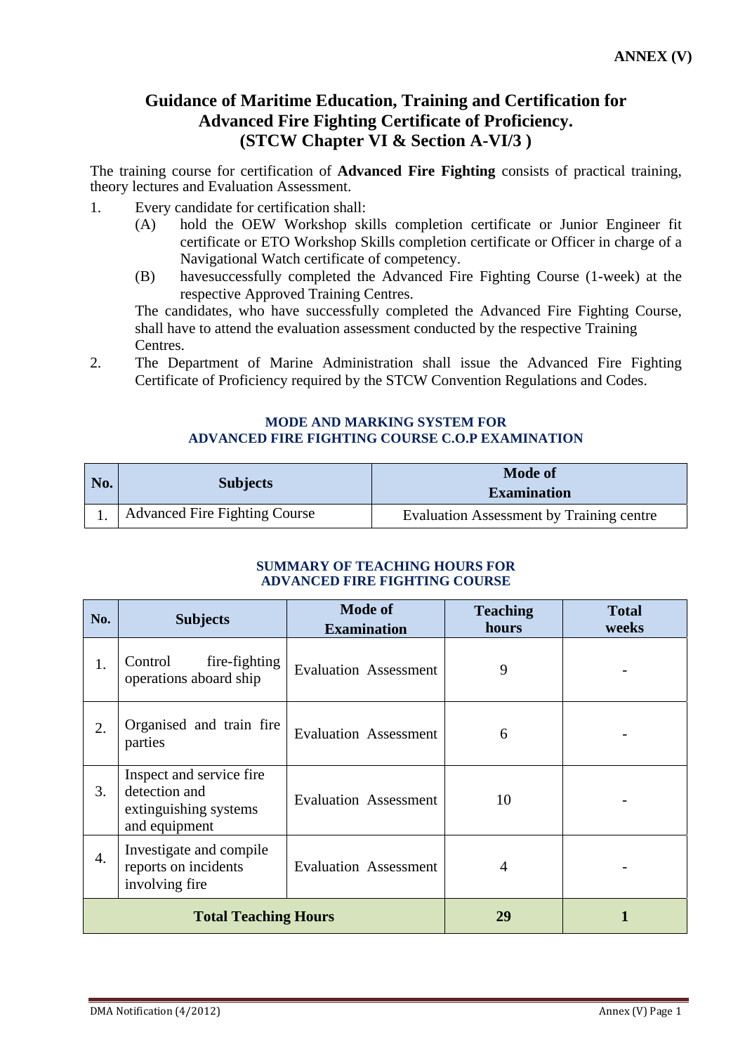**ANNEX (V)**

# Guidance of Maritime Education, Training and Certification for Advanced Fire Fighting Certificate of Proficiency. (STCW Chapter VI & Section A-VI/3 )

The training course for certification of **Advanced Fire Fighting** consists of practical training, theory lectures and Evaluation Assessment.

1. Every candidate for certification shall:
   - (A) hold the OEW Workshop skills completion certificate or Junior Engineer fit certificate or ETO Workshop Skills completion certificate or Officer in charge of a Navigational Watch certificate of competency.
   - (B) havesuccessfully completed the Advanced Fire Fighting Course (1-week) at the respective Approved Training Centres.

   The candidates, who have successfully completed the Advanced Fire Fighting Course, shall have to attend the evaluation assessment conducted by the respective Training Centres.

2. The Department of Marine Administration shall issue the Advanced Fire Fighting Certificate of Proficiency required by the STCW Convention Regulations and Codes.

### MODE AND MARKING SYSTEM FOR ADVANCED FIRE FIGHTING COURSE C.O.P EXAMINATION

| No. | Subjects | Mode of Examination |
|---|---|---|
| 1. | Advanced Fire Fighting Course | Evaluation Assessment by Training centre |

### SUMMARY OF TEACHING HOURS FOR ADVANCED FIRE FIGHTING COURSE

| No. | Subjects | Mode of Examination | Teaching hours | Total weeks |
|---|---|---|---|---|
| 1. | Control fire-fighting operations aboard ship | Evaluation Assessment | 9 | - |
| 2. | Organised and train fire parties | Evaluation Assessment | 6 | - |
| 3. | Inspect and service fire detection and extinguishing systems and equipment | Evaluation Assessment | 10 | - |
| 4. | Investigate and compile reports on incidents involving fire | Evaluation Assessment | 4 | - |
| **Total Teaching Hours** | | | **29** | **1** |